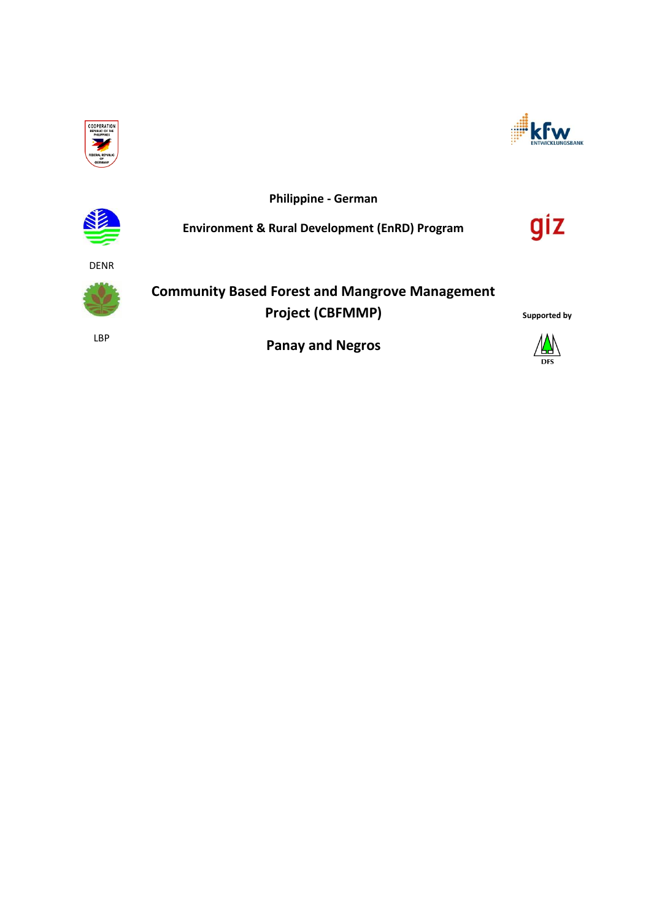Philippine - German

Environment & Rural Development (EnRD) Program

DENR

LBP

# Community Based Forest and Mangrove Management Project (CBFMMP)

## Panay and Negros

Supported by

DFS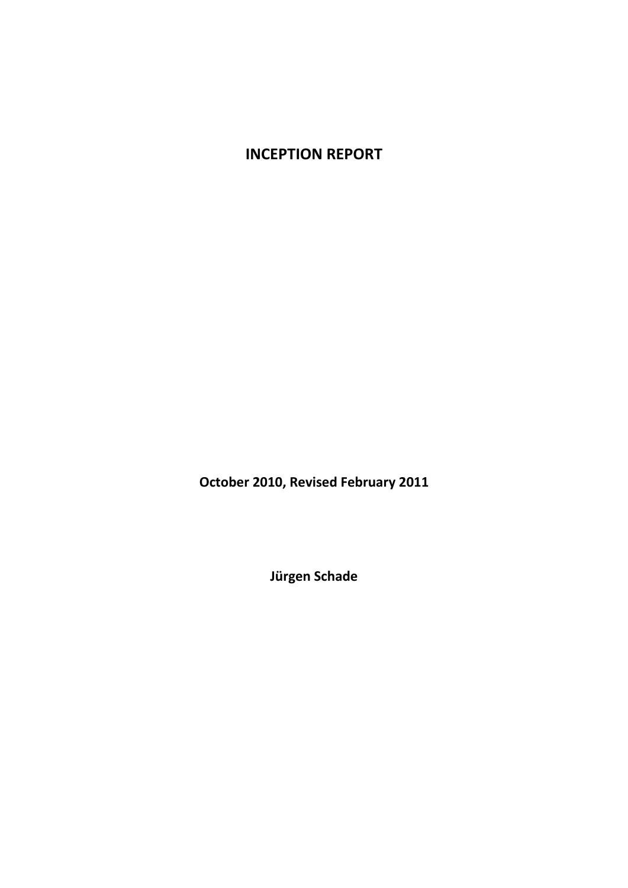# INCEPTION REPORT

**October 2010, Revised February 2011**

**Jürgen Schade**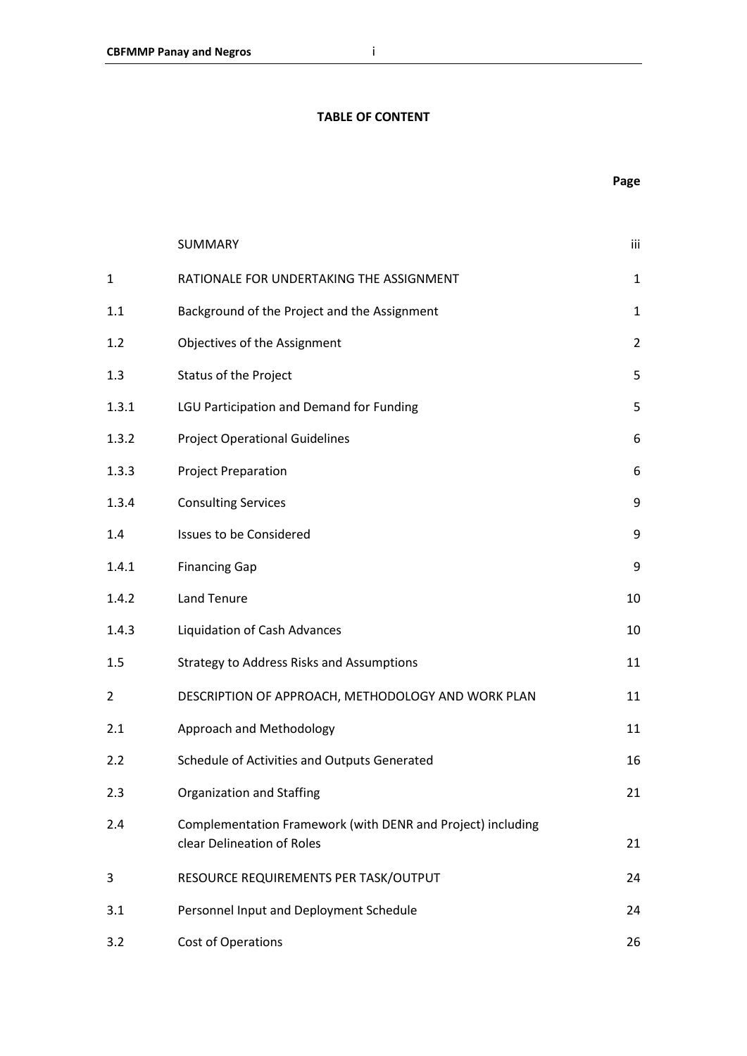**TABLE OF CONTENT**

| | | Page |
|---|---|---|
| | SUMMARY | iii |
| 1 | RATIONALE FOR UNDERTAKING THE ASSIGNMENT | 1 |
| 1.1 | Background of the Project and the Assignment | 1 |
| 1.2 | Objectives of the Assignment | 2 |
| 1.3 | Status of the Project | 5 |
| 1.3.1 | LGU Participation and Demand for Funding | 5 |
| 1.3.2 | Project Operational Guidelines | 6 |
| 1.3.3 | Project Preparation | 6 |
| 1.3.4 | Consulting Services | 9 |
| 1.4 | Issues to be Considered | 9 |
| 1.4.1 | Financing Gap | 9 |
| 1.4.2 | Land Tenure | 10 |
| 1.4.3 | Liquidation of Cash Advances | 10 |
| 1.5 | Strategy to Address Risks and Assumptions | 11 |
| 2 | DESCRIPTION OF APPROACH, METHODOLOGY AND WORK PLAN | 11 |
| 2.1 | Approach and Methodology | 11 |
| 2.2 | Schedule of Activities and Outputs Generated | 16 |
| 2.3 | Organization and Staffing | 21 |
| 2.4 | Complementation Framework (with DENR and Project) including clear Delineation of Roles | 21 |
| 3 | RESOURCE REQUIREMENTS PER TASK/OUTPUT | 24 |
| 3.1 | Personnel Input and Deployment Schedule | 24 |
| 3.2 | Cost of Operations | 26 |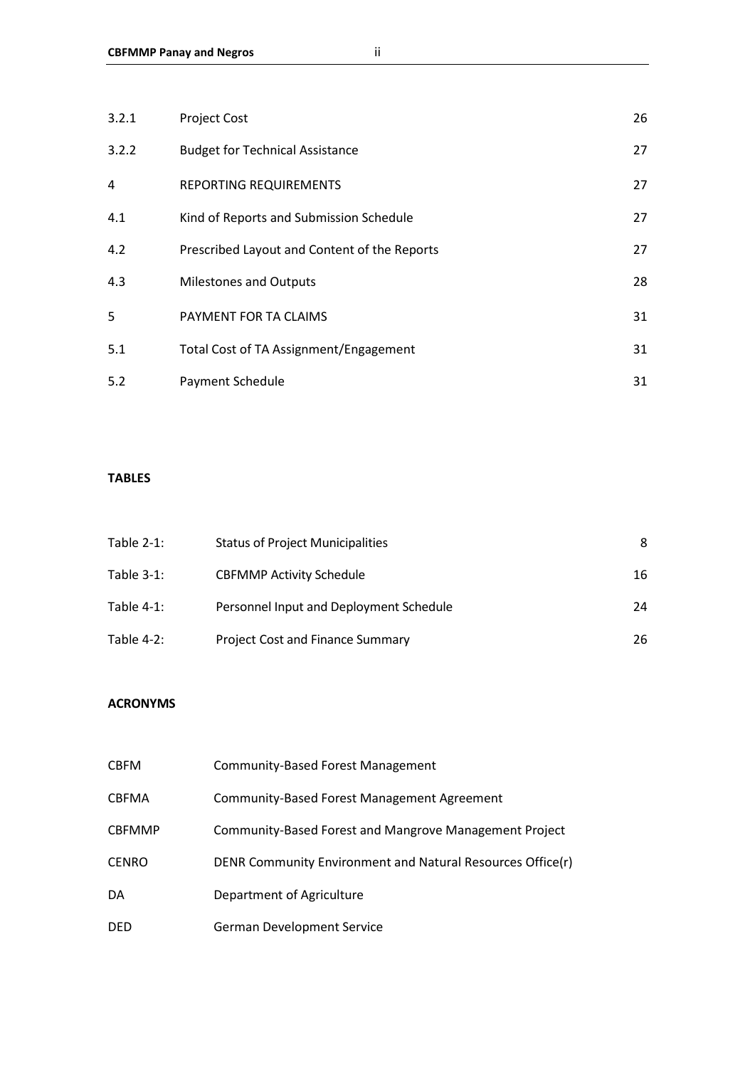| | | |
|---|---|---|
| 3.2.1 | Project Cost | 26 |
| 3.2.2 | Budget for Technical Assistance | 27 |
| 4 | REPORTING REQUIREMENTS | 27 |
| 4.1 | Kind of Reports and Submission Schedule | 27 |
| 4.2 | Prescribed Layout and Content of the Reports | 27 |
| 4.3 | Milestones and Outputs | 28 |
| 5 | PAYMENT FOR TA CLAIMS | 31 |
| 5.1 | Total Cost of TA Assignment/Engagement | 31 |
| 5.2 | Payment Schedule | 31 |

**TABLES**

| | | |
|---|---|---|
| Table 2-1: | Status of Project Municipalities | 8 |
| Table 3-1: | CBFMMP Activity Schedule | 16 |
| Table 4-1: | Personnel Input and Deployment Schedule | 24 |
| Table 4-2: | Project Cost and Finance Summary | 26 |

**ACRONYMS**

| | |
|---|---|
| CBFM | Community-Based Forest Management |
| CBFMA | Community-Based Forest Management Agreement |
| CBFMMP | Community-Based Forest and Mangrove Management Project |
| CENRO | DENR Community Environment and Natural Resources Office(r) |
| DA | Department of Agriculture |
| DED | German Development Service |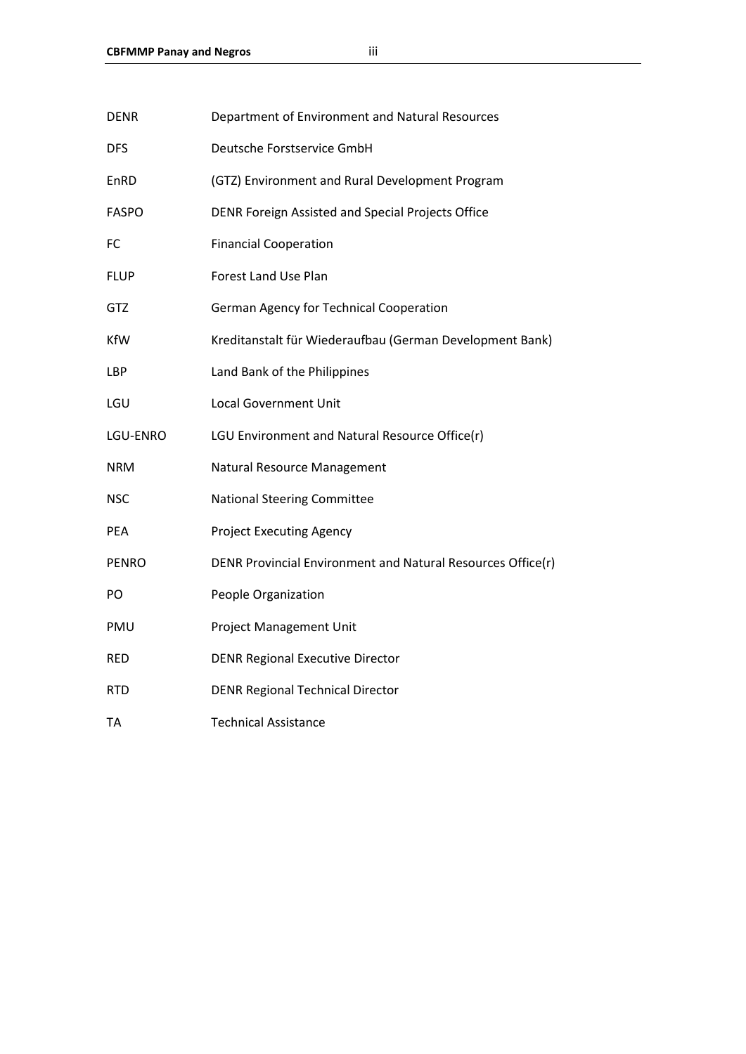| | |
|---|---|
| DENR | Department of Environment and Natural Resources |
| DFS | Deutsche Forstservice GmbH |
| EnRD | (GTZ) Environment and Rural Development Program |
| FASPO | DENR Foreign Assisted and Special Projects Office |
| FC | Financial Cooperation |
| FLUP | Forest Land Use Plan |
| GTZ | German Agency for Technical Cooperation |
| KfW | Kreditanstalt für Wiederaufbau (German Development Bank) |
| LBP | Land Bank of the Philippines |
| LGU | Local Government Unit |
| LGU-ENRO | LGU Environment and Natural Resource Office(r) |
| NRM | Natural Resource Management |
| NSC | National Steering Committee |
| PEA | Project Executing Agency |
| PENRO | DENR Provincial Environment and Natural Resources Office(r) |
| PO | People Organization |
| PMU | Project Management Unit |
| RED | DENR Regional Executive Director |
| RTD | DENR Regional Technical Director |
| TA | Technical Assistance |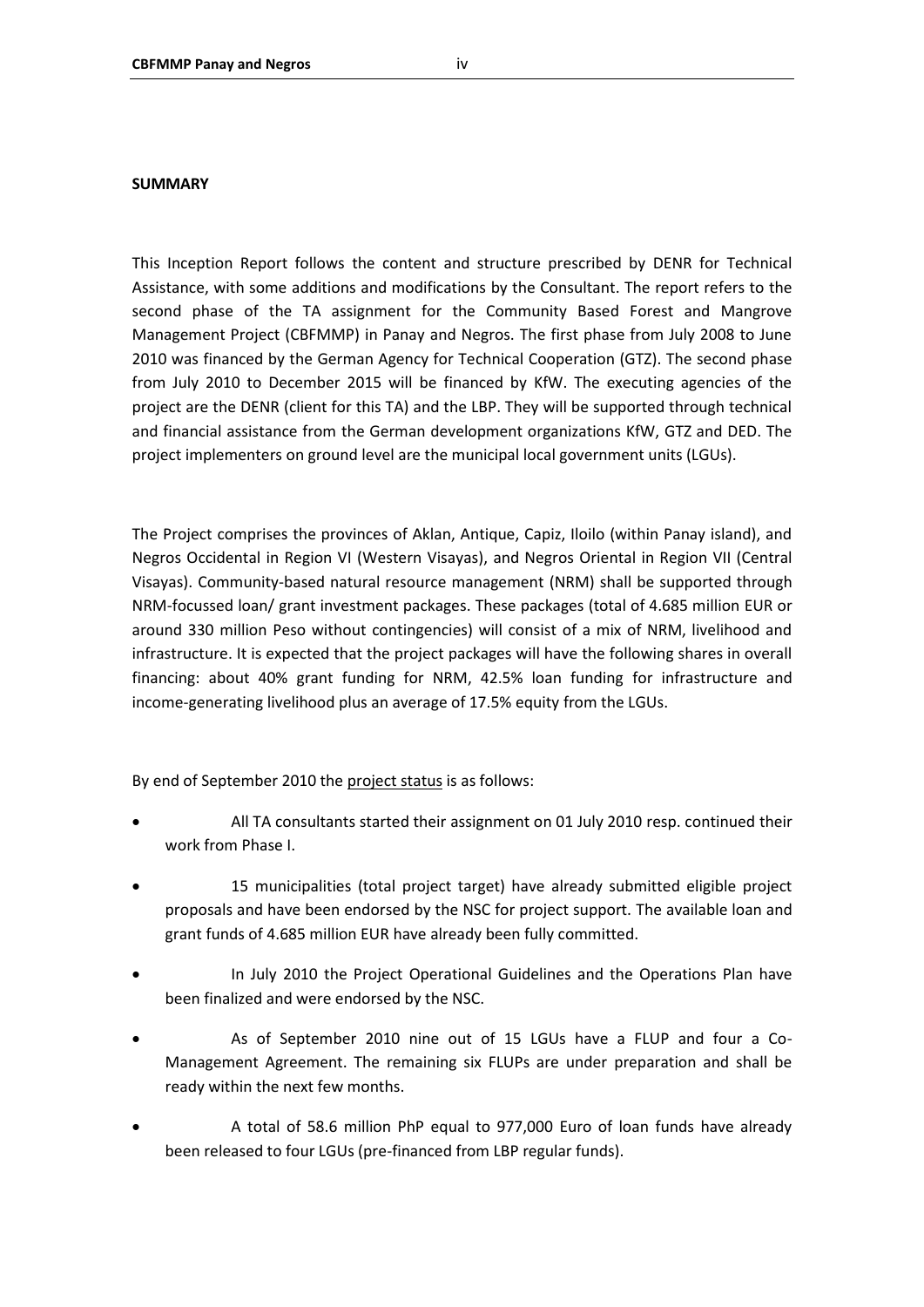**SUMMARY**

This Inception Report follows the content and structure prescribed by DENR for Technical Assistance, with some additions and modifications by the Consultant. The report refers to the second phase of the TA assignment for the Community Based Forest and Mangrove Management Project (CBFMMP) in Panay and Negros. The first phase from July 2008 to June 2010 was financed by the German Agency for Technical Cooperation (GTZ). The second phase from July 2010 to December 2015 will be financed by KfW. The executing agencies of the project are the DENR (client for this TA) and the LBP. They will be supported through technical and financial assistance from the German development organizations KfW, GTZ and DED. The project implementers on ground level are the municipal local government units (LGUs).

The Project comprises the provinces of Aklan, Antique, Capiz, Iloilo (within Panay island), and Negros Occidental in Region VI (Western Visayas), and Negros Oriental in Region VII (Central Visayas). Community-based natural resource management (NRM) shall be supported through NRM-focussed loan/ grant investment packages. These packages (total of 4.685 million EUR or around 330 million Peso without contingencies) will consist of a mix of NRM, livelihood and infrastructure. It is expected that the project packages will have the following shares in overall financing: about 40% grant funding for NRM, 42.5% loan funding for infrastructure and income-generating livelihood plus an average of 17.5% equity from the LGUs.

By end of September 2010 the project status is as follows:

- All TA consultants started their assignment on 01 July 2010 resp. continued their work from Phase I.
- 15 municipalities (total project target) have already submitted eligible project proposals and have been endorsed by the NSC for project support. The available loan and grant funds of 4.685 million EUR have already been fully committed.
- In July 2010 the Project Operational Guidelines and the Operations Plan have been finalized and were endorsed by the NSC.
- As of September 2010 nine out of 15 LGUs have a FLUP and four a Co-Management Agreement. The remaining six FLUPs are under preparation and shall be ready within the next few months.
- A total of 58.6 million PhP equal to 977,000 Euro of loan funds have already been released to four LGUs (pre-financed from LBP regular funds).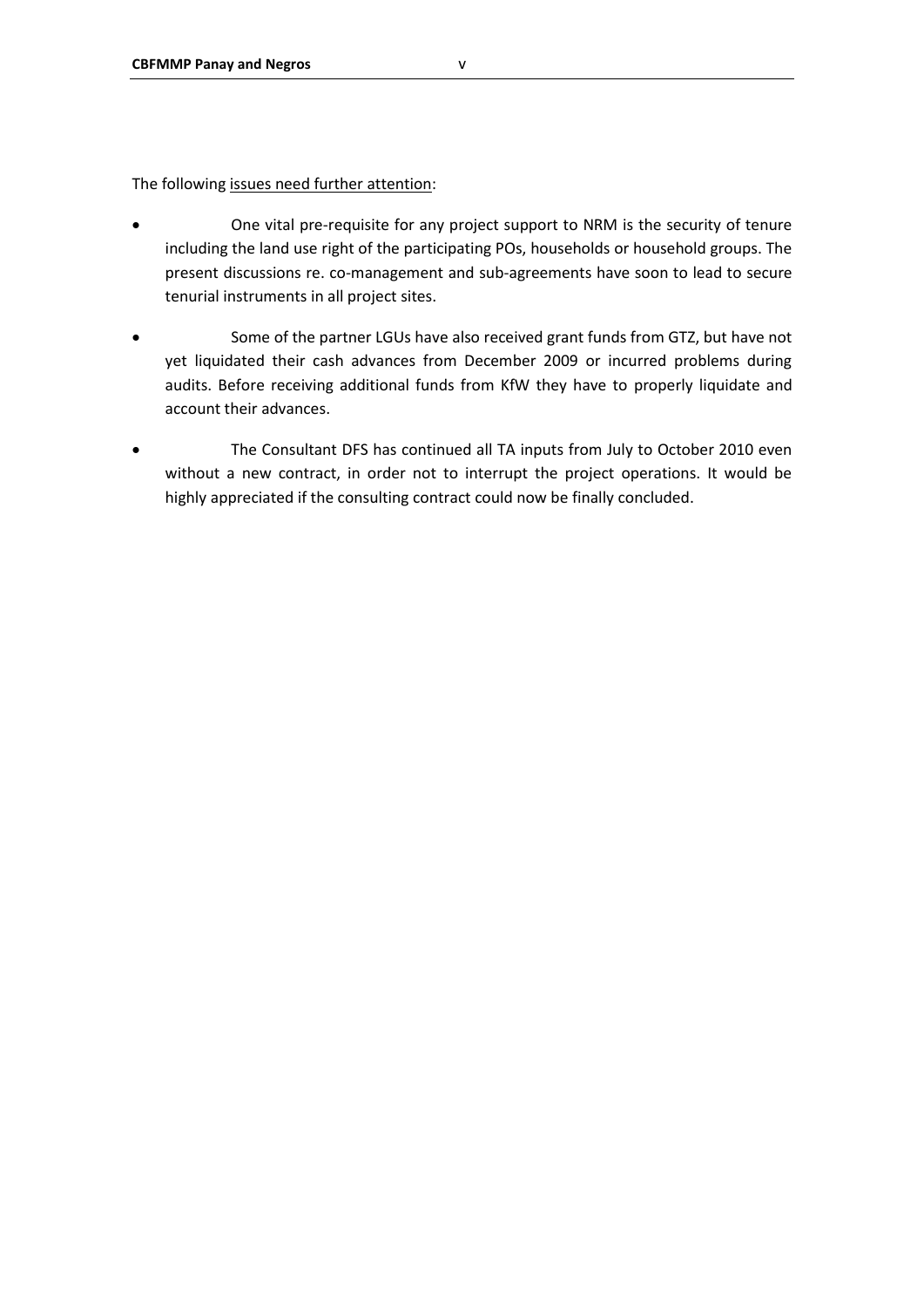The following issues need further attention:

- One vital pre-requisite for any project support to NRM is the security of tenure including the land use right of the participating POs, households or household groups. The present discussions re. co-management and sub-agreements have soon to lead to secure tenurial instruments in all project sites.

- Some of the partner LGUs have also received grant funds from GTZ, but have not yet liquidated their cash advances from December 2009 or incurred problems during audits. Before receiving additional funds from KfW they have to properly liquidate and account their advances.

- The Consultant DFS has continued all TA inputs from July to October 2010 even without a new contract, in order not to interrupt the project operations. It would be highly appreciated if the consulting contract could now be finally concluded.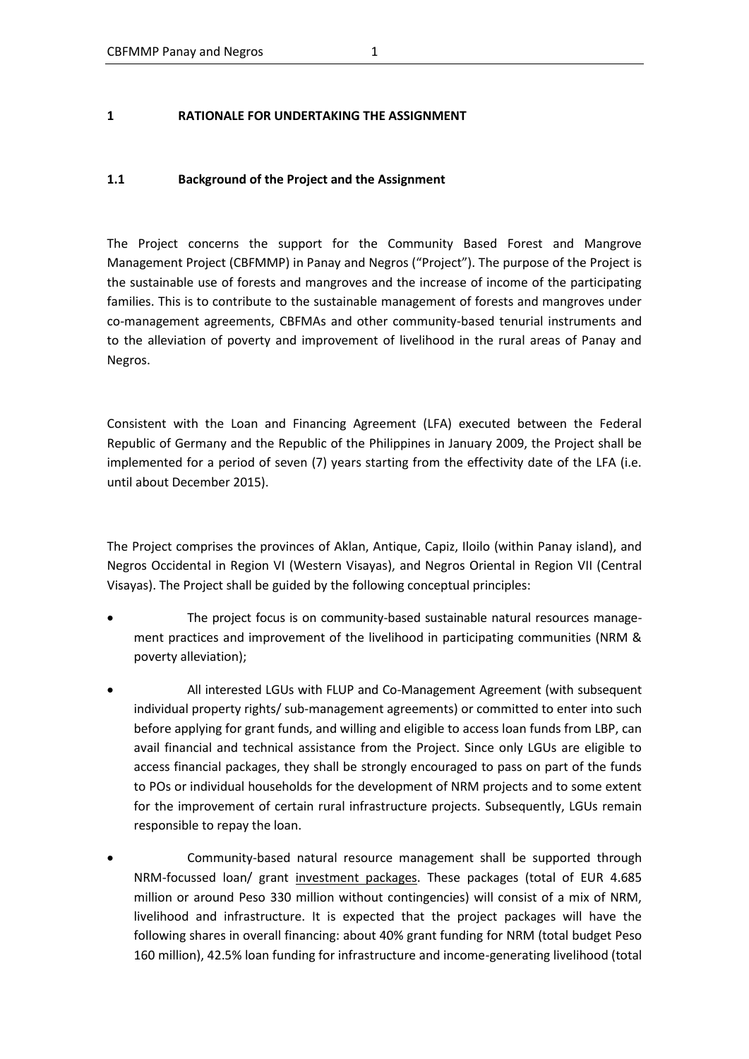# 1 RATIONALE FOR UNDERTAKING THE ASSIGNMENT

## 1.1 Background of the Project and the Assignment

The Project concerns the support for the Community Based Forest and Mangrove Management Project (CBFMMP) in Panay and Negros ("Project"). The purpose of the Project is the sustainable use of forests and mangroves and the increase of income of the participating families. This is to contribute to the sustainable management of forests and mangroves under co-management agreements, CBFMAs and other community-based tenurial instruments and to the alleviation of poverty and improvement of livelihood in the rural areas of Panay and Negros.

Consistent with the Loan and Financing Agreement (LFA) executed between the Federal Republic of Germany and the Republic of the Philippines in January 2009, the Project shall be implemented for a period of seven (7) years starting from the effectivity date of the LFA (i.e. until about December 2015).

The Project comprises the provinces of Aklan, Antique, Capiz, Iloilo (within Panay island), and Negros Occidental in Region VI (Western Visayas), and Negros Oriental in Region VII (Central Visayas). The Project shall be guided by the following conceptual principles:

- The project focus is on community-based sustainable natural resources management practices and improvement of the livelihood in participating communities (NRM & poverty alleviation);
- All interested LGUs with FLUP and Co-Management Agreement (with subsequent individual property rights/ sub-management agreements) or committed to enter into such before applying for grant funds, and willing and eligible to access loan funds from LBP, can avail financial and technical assistance from the Project. Since only LGUs are eligible to access financial packages, they shall be strongly encouraged to pass on part of the funds to POs or individual households for the development of NRM projects and to some extent for the improvement of certain rural infrastructure projects. Subsequently, LGUs remain responsible to repay the loan.
- Community-based natural resource management shall be supported through NRM-focussed loan/ grant <u>investment packages</u>. These packages (total of EUR 4.685 million or around Peso 330 million without contingencies) will consist of a mix of NRM, livelihood and infrastructure. It is expected that the project packages will have the following shares in overall financing: about 40% grant funding for NRM (total budget Peso 160 million), 42.5% loan funding for infrastructure and income-generating livelihood (total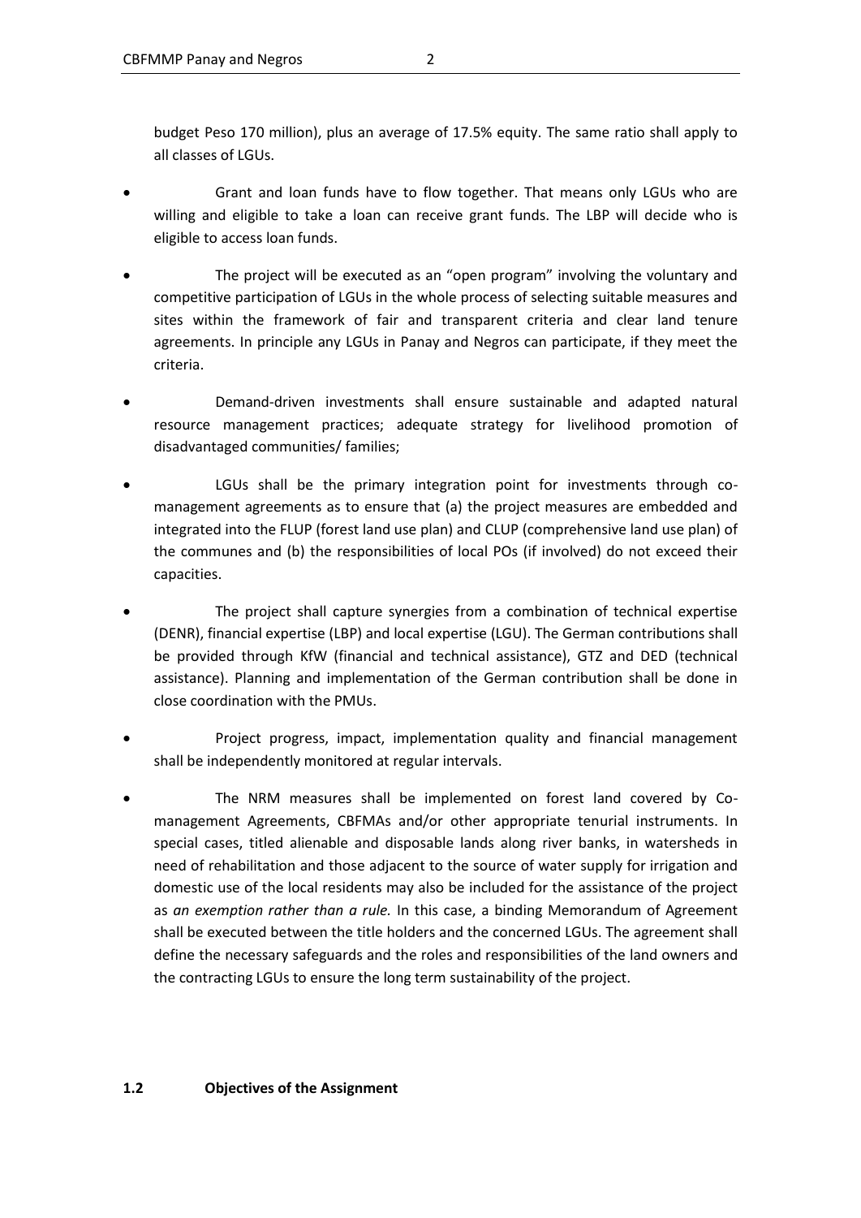budget Peso 170 million), plus an average of 17.5% equity. The same ratio shall apply to all classes of LGUs.

- Grant and loan funds have to flow together. That means only LGUs who are willing and eligible to take a loan can receive grant funds. The LBP will decide who is eligible to access loan funds.
- The project will be executed as an "open program" involving the voluntary and competitive participation of LGUs in the whole process of selecting suitable measures and sites within the framework of fair and transparent criteria and clear land tenure agreements. In principle any LGUs in Panay and Negros can participate, if they meet the criteria.
- Demand-driven investments shall ensure sustainable and adapted natural resource management practices; adequate strategy for livelihood promotion of disadvantaged communities/ families;
- LGUs shall be the primary integration point for investments through co-management agreements as to ensure that (a) the project measures are embedded and integrated into the FLUP (forest land use plan) and CLUP (comprehensive land use plan) of the communes and (b) the responsibilities of local POs (if involved) do not exceed their capacities.
- The project shall capture synergies from a combination of technical expertise (DENR), financial expertise (LBP) and local expertise (LGU). The German contributions shall be provided through KfW (financial and technical assistance), GTZ and DED (technical assistance). Planning and implementation of the German contribution shall be done in close coordination with the PMUs.
- Project progress, impact, implementation quality and financial management shall be independently monitored at regular intervals.
- The NRM measures shall be implemented on forest land covered by Co-management Agreements, CBFMAs and/or other appropriate tenurial instruments. In special cases, titled alienable and disposable lands along river banks, in watersheds in need of rehabilitation and those adjacent to the source of water supply for irrigation and domestic use of the local residents may also be included for the assistance of the project as *an exemption rather than a rule.* In this case, a binding Memorandum of Agreement shall be executed between the title holders and the concerned LGUs. The agreement shall define the necessary safeguards and the roles and responsibilities of the land owners and the contracting LGUs to ensure the long term sustainability of the project.

### 1.2 Objectives of the Assignment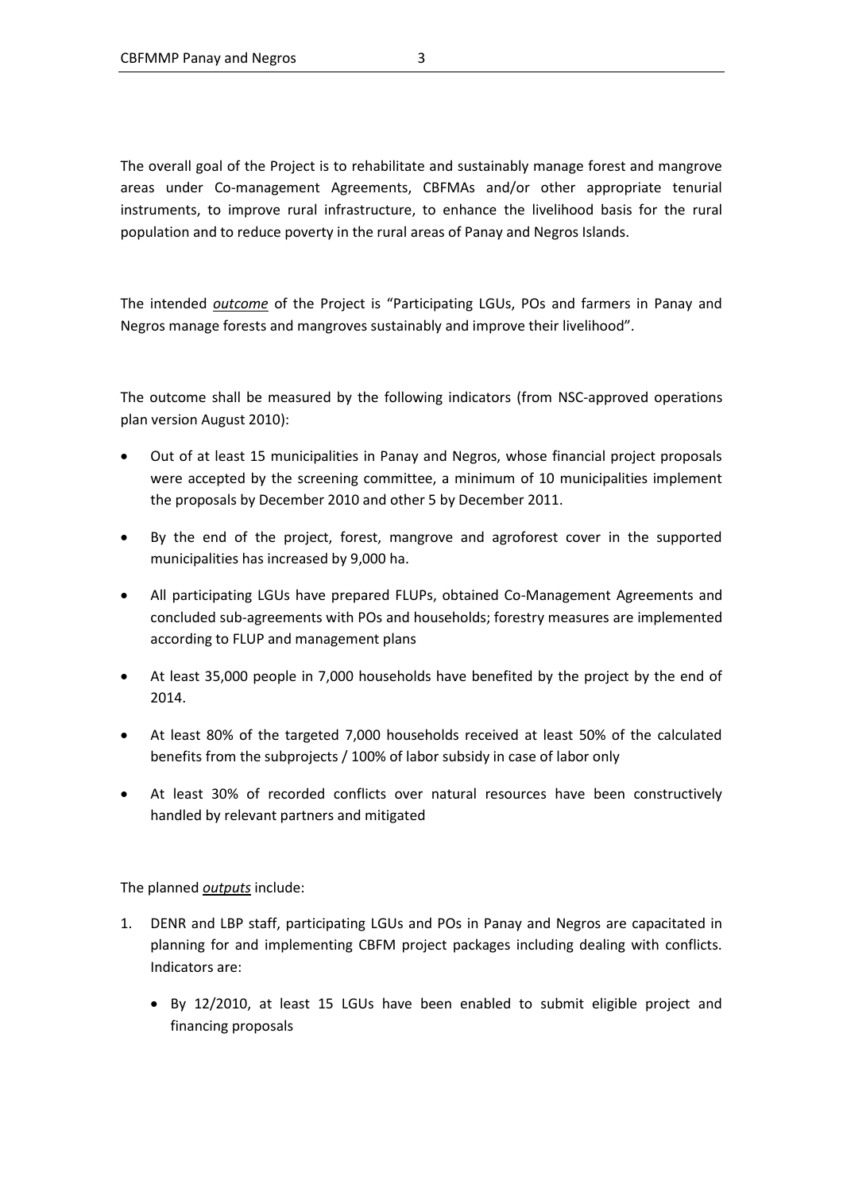The overall goal of the Project is to rehabilitate and sustainably manage forest and mangrove areas under Co-management Agreements, CBFMAs and/or other appropriate tenurial instruments, to improve rural infrastructure, to enhance the livelihood basis for the rural population and to reduce poverty in the rural areas of Panay and Negros Islands.

The intended ***outcome*** of the Project is "Participating LGUs, POs and farmers in Panay and Negros manage forests and mangroves sustainably and improve their livelihood".

The outcome shall be measured by the following indicators (from NSC-approved operations plan version August 2010):

- Out of at least 15 municipalities in Panay and Negros, whose financial project proposals were accepted by the screening committee, a minimum of 10 municipalities implement the proposals by December 2010 and other 5 by December 2011.
- By the end of the project, forest, mangrove and agroforest cover in the supported municipalities has increased by 9,000 ha.
- All participating LGUs have prepared FLUPs, obtained Co-Management Agreements and concluded sub-agreements with POs and households; forestry measures are implemented according to FLUP and management plans
- At least 35,000 people in 7,000 households have benefited by the project by the end of 2014.
- At least 80% of the targeted 7,000 households received at least 50% of the calculated benefits from the subprojects / 100% of labor subsidy in case of labor only
- At least 30% of recorded conflicts over natural resources have been constructively handled by relevant partners and mitigated

The planned ***outputs*** include:

1. DENR and LBP staff, participating LGUs and POs in Panay and Negros are capacitated in planning for and implementing CBFM project packages including dealing with conflicts. Indicators are:
    - By 12/2010, at least 15 LGUs have been enabled to submit eligible project and financing proposals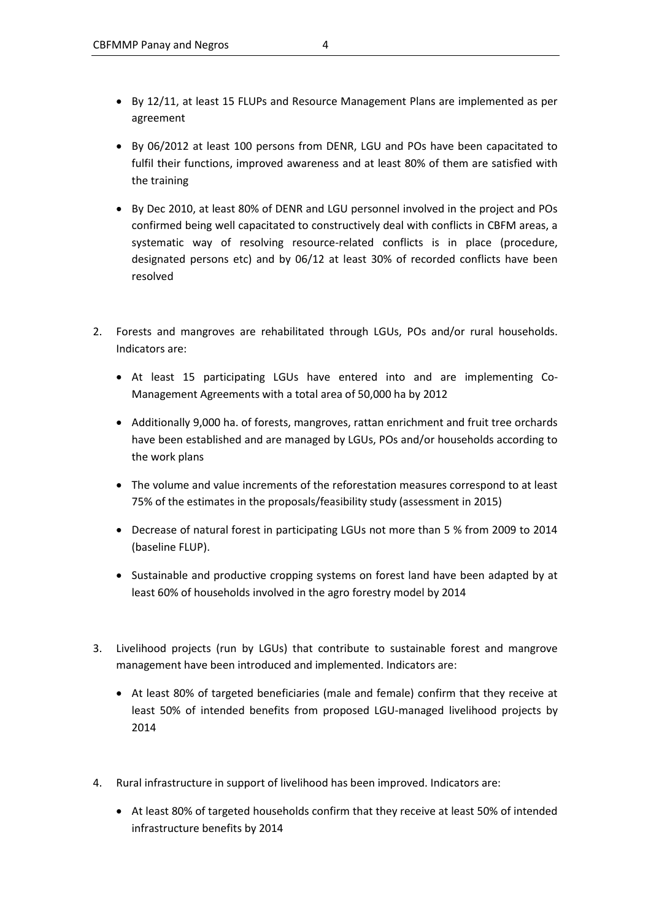- By 12/11, at least 15 FLUPs and Resource Management Plans are implemented as per agreement

- By 06/2012 at least 100 persons from DENR, LGU and POs have been capacitated to fulfil their functions, improved awareness and at least 80% of them are satisfied with the training

- By Dec 2010, at least 80% of DENR and LGU personnel involved in the project and POs confirmed being well capacitated to constructively deal with conflicts in CBFM areas, a systematic way of resolving resource-related conflicts is in place (procedure, designated persons etc) and by 06/12 at least 30% of recorded conflicts have been resolved

2. Forests and mangroves are rehabilitated through LGUs, POs and/or rural households. Indicators are:

   - At least 15 participating LGUs have entered into and are implementing Co-Management Agreements with a total area of 50,000 ha by 2012

   - Additionally 9,000 ha. of forests, mangroves, rattan enrichment and fruit tree orchards have been established and are managed by LGUs, POs and/or households according to the work plans

   - The volume and value increments of the reforestation measures correspond to at least 75% of the estimates in the proposals/feasibility study (assessment in 2015)

   - Decrease of natural forest in participating LGUs not more than 5 % from 2009 to 2014 (baseline FLUP).

   - Sustainable and productive cropping systems on forest land have been adapted by at least 60% of households involved in the agro forestry model by 2014

3. Livelihood projects (run by LGUs) that contribute to sustainable forest and mangrove management have been introduced and implemented. Indicators are:

   - At least 80% of targeted beneficiaries (male and female) confirm that they receive at least 50% of intended benefits from proposed LGU-managed livelihood projects by 2014

4. Rural infrastructure in support of livelihood has been improved. Indicators are:

   - At least 80% of targeted households confirm that they receive at least 50% of intended infrastructure benefits by 2014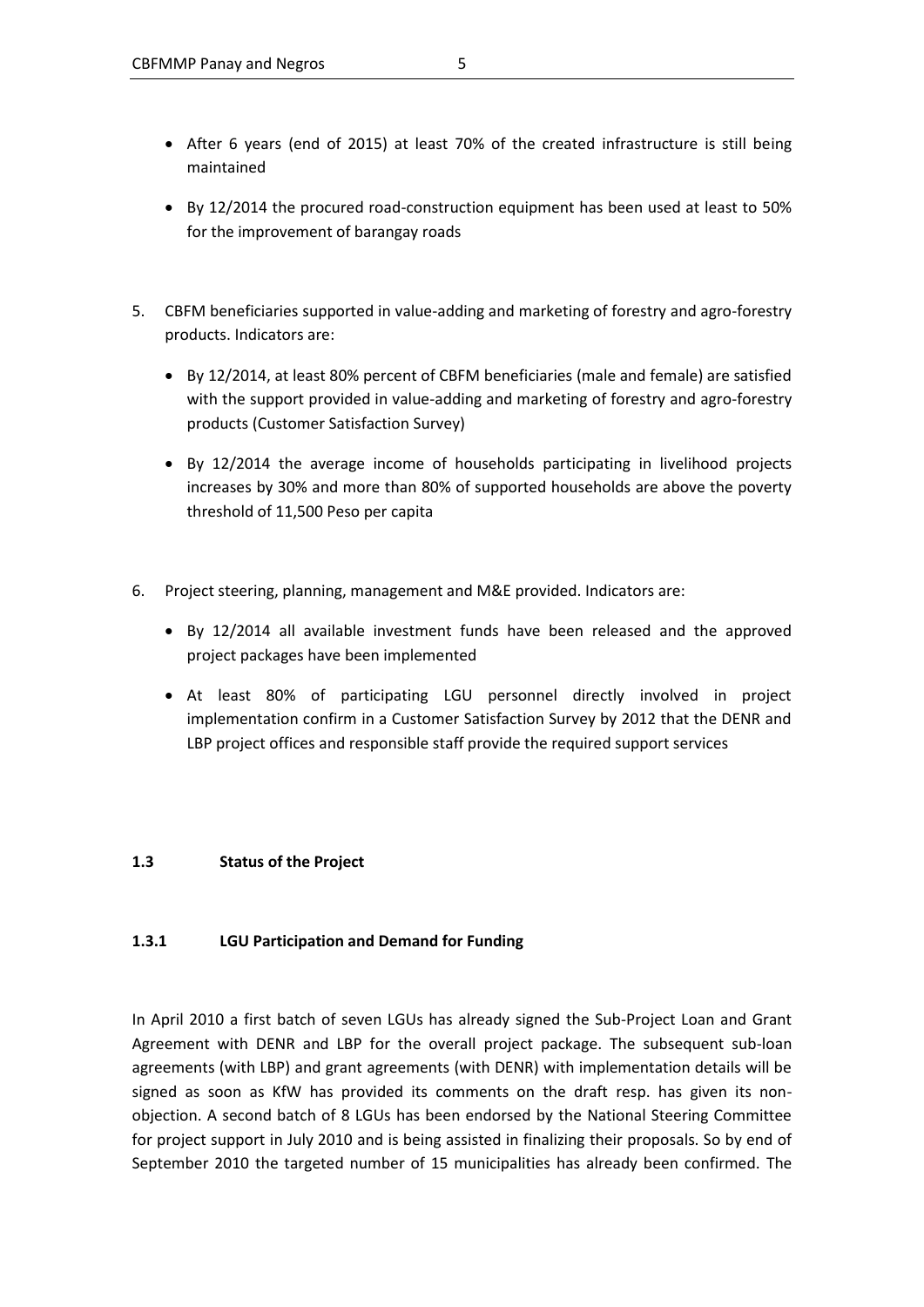- After 6 years (end of 2015) at least 70% of the created infrastructure is still being maintained

- By 12/2014 the procured road-construction equipment has been used at least to 50% for the improvement of barangay roads

5. CBFM beneficiaries supported in value-adding and marketing of forestry and agro-forestry products. Indicators are:

   - By 12/2014, at least 80% percent of CBFM beneficiaries (male and female) are satisfied with the support provided in value-adding and marketing of forestry and agro-forestry products (Customer Satisfaction Survey)

   - By 12/2014 the average income of households participating in livelihood projects increases by 30% and more than 80% of supported households are above the poverty threshold of 11,500 Peso per capita

6. Project steering, planning, management and M&E provided. Indicators are:

   - By 12/2014 all available investment funds have been released and the approved project packages have been implemented

   - At least 80% of participating LGU personnel directly involved in project implementation confirm in a Customer Satisfaction Survey by 2012 that the DENR and LBP project offices and responsible staff provide the required support services

### 1.3 Status of the Project

#### 1.3.1 LGU Participation and Demand for Funding

In April 2010 a first batch of seven LGUs has already signed the Sub-Project Loan and Grant Agreement with DENR and LBP for the overall project package. The subsequent sub-loan agreements (with LBP) and grant agreements (with DENR) with implementation details will be signed as soon as KfW has provided its comments on the draft resp. has given its non-objection. A second batch of 8 LGUs has been endorsed by the National Steering Committee for project support in July 2010 and is being assisted in finalizing their proposals. So by end of September 2010 the targeted number of 15 municipalities has already been confirmed. The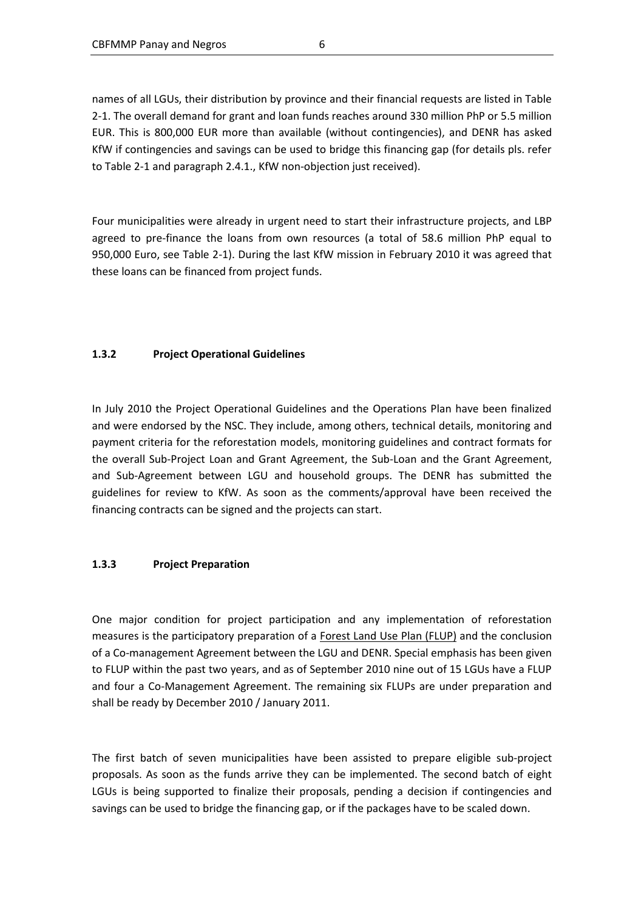names of all LGUs, their distribution by province and their financial requests are listed in Table 2-1. The overall demand for grant and loan funds reaches around 330 million PhP or 5.5 million EUR. This is 800,000 EUR more than available (without contingencies), and DENR has asked KfW if contingencies and savings can be used to bridge this financing gap (for details pls. refer to Table 2-1 and paragraph 2.4.1., KfW non-objection just received).

Four municipalities were already in urgent need to start their infrastructure projects, and LBP agreed to pre-finance the loans from own resources (a total of 58.6 million PhP equal to 950,000 Euro, see Table 2-1). During the last KfW mission in February 2010 it was agreed that these loans can be financed from project funds.

### 1.3.2 Project Operational Guidelines

In July 2010 the Project Operational Guidelines and the Operations Plan have been finalized and were endorsed by the NSC. They include, among others, technical details, monitoring and payment criteria for the reforestation models, monitoring guidelines and contract formats for the overall Sub-Project Loan and Grant Agreement, the Sub-Loan and the Grant Agreement, and Sub-Agreement between LGU and household groups. The DENR has submitted the guidelines for review to KfW. As soon as the comments/approval have been received the financing contracts can be signed and the projects can start.

### 1.3.3 Project Preparation

One major condition for project participation and any implementation of reforestation measures is the participatory preparation of a Forest Land Use Plan (FLUP) and the conclusion of a Co-management Agreement between the LGU and DENR. Special emphasis has been given to FLUP within the past two years, and as of September 2010 nine out of 15 LGUs have a FLUP and four a Co-Management Agreement. The remaining six FLUPs are under preparation and shall be ready by December 2010 / January 2011.

The first batch of seven municipalities have been assisted to prepare eligible sub-project proposals. As soon as the funds arrive they can be implemented. The second batch of eight LGUs is being supported to finalize their proposals, pending a decision if contingencies and savings can be used to bridge the financing gap, or if the packages have to be scaled down.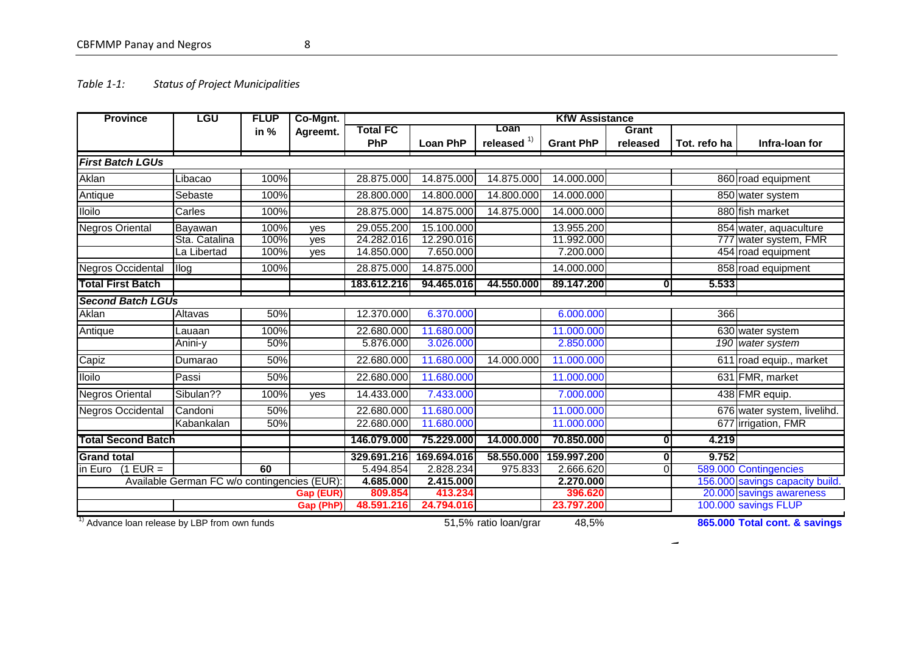*Table 1-1: Status of Project Municipalities*

| Province | LGU | FLUP in % | Co-Mgnt. Agreemt. | KfW Assistance | | | | | | | |
|---|---|---|---|---|---|---|---|---|---|---|---|
| | | | | Total FC PhP | Loan PhP | Loan released [1] | Grant PhP | Grant released | Tot. refo ha | | Infra-loan for |
| ***First Batch LGUs*** | | | | | | | | | | | |
| Aklan | Libacao | 100% | | 28.875.000 | 14.875.000 | 14.875.000 | 14.000.000 | | | 860 | road equipment |
| Antique | Sebaste | 100% | | 28.800.000 | 14.800.000 | 14.800.000 | 14.000.000 | | | 850 | water system |
| Iloilo | Carles | 100% | | 28.875.000 | 14.875.000 | 14.875.000 | 14.000.000 | | | 880 | fish market |
| Negros Oriental | Bayawan | 100% | yes | 29.055.200 | 15.100.000 | | 13.955.200 | | | 854 | water, aquaculture |
| | Sta. Catalina | 100% | yes | 24.282.016 | 12.290.016 | | 11.992.000 | | | 777 | water system, FMR |
| | La Libertad | 100% | yes | 14.850.000 | 7.650.000 | | 7.200.000 | | | 454 | road equipment |
| Negros Occidental | Ilog | 100% | | 28.875.000 | 14.875.000 | | 14.000.000 | | | 858 | road equipment |
| **Total First Batch** | | | | **183.612.216** | **94.465.016** | **44.550.000** | **89.147.200** | **0** | **5.533** | | |
| ***Second Batch LGUs*** | | | | | | | | | | | |
| Aklan | Altavas | 50% | | 12.370.000 | 6.370.000 | | 6.000.000 | | | 366 | |
| Antique | Lauaan | 100% | | 22.680.000 | 11.680.000 | | 11.000.000 | | | 630 | water system |
| | Anini-y | 50% | | 5.876.000 | 3.026.000 | | 2.850.000 | | | *190* | *water system* |
| Capiz | Dumarao | 50% | | 22.680.000 | 11.680.000 | 14.000.000 | 11.000.000 | | | 611 | road equip., market |
| Iloilo | Passi | 50% | | 22.680.000 | 11.680.000 | | 11.000.000 | | | 631 | FMR, market |
| Negros Oriental | Sibulan?? | 100% | yes | 14.433.000 | 7.433.000 | | 7.000.000 | | | 438 | FMR equip. |
| Negros Occidental | Candoni | 50% | | 22.680.000 | 11.680.000 | | 11.000.000 | | | 676 | water system, livelihd. |
| | Kabankalan | 50% | | 22.680.000 | 11.680.000 | | 11.000.000 | | | 677 | irrigation, FMR |
| **Total Second Batch** | | | | **146.079.000** | **75.229.000** | **14.000.000** | **70.850.000** | **0** | **4.219** | | |
| **Grand total** | | | | **329.691.216** | **169.694.016** | **58.550.000** | **159.997.200** | **0** | **9.752** | | |
| in Euro (1 EUR = | | **60** | | 5.494.854 | 2.828.234 | 975.833 | 2.666.620 | 0 | 589.000 | | Contingencies |
| Available German FC w/o contingencies (EUR): | | | | **4.685.000** | **2.415.000** | | **2.270.000** | | 156.000 | | savings capacity build. |
| | | | **Gap (EUR)** | **809.854** | **413.234** | | **396.620** | | 20.000 | | savings awareness |
| | | | **Gap (PhP)** | **48.591.216** | **24.794.016** | | **23.797.200** | | 100.000 | | savings FLUP |
| | | | | | | 51,5% ratio loan/grar | 48,5% | | **865.000** | | **Total cont. & savings** |

[1] Advance loan release by LBP from own funds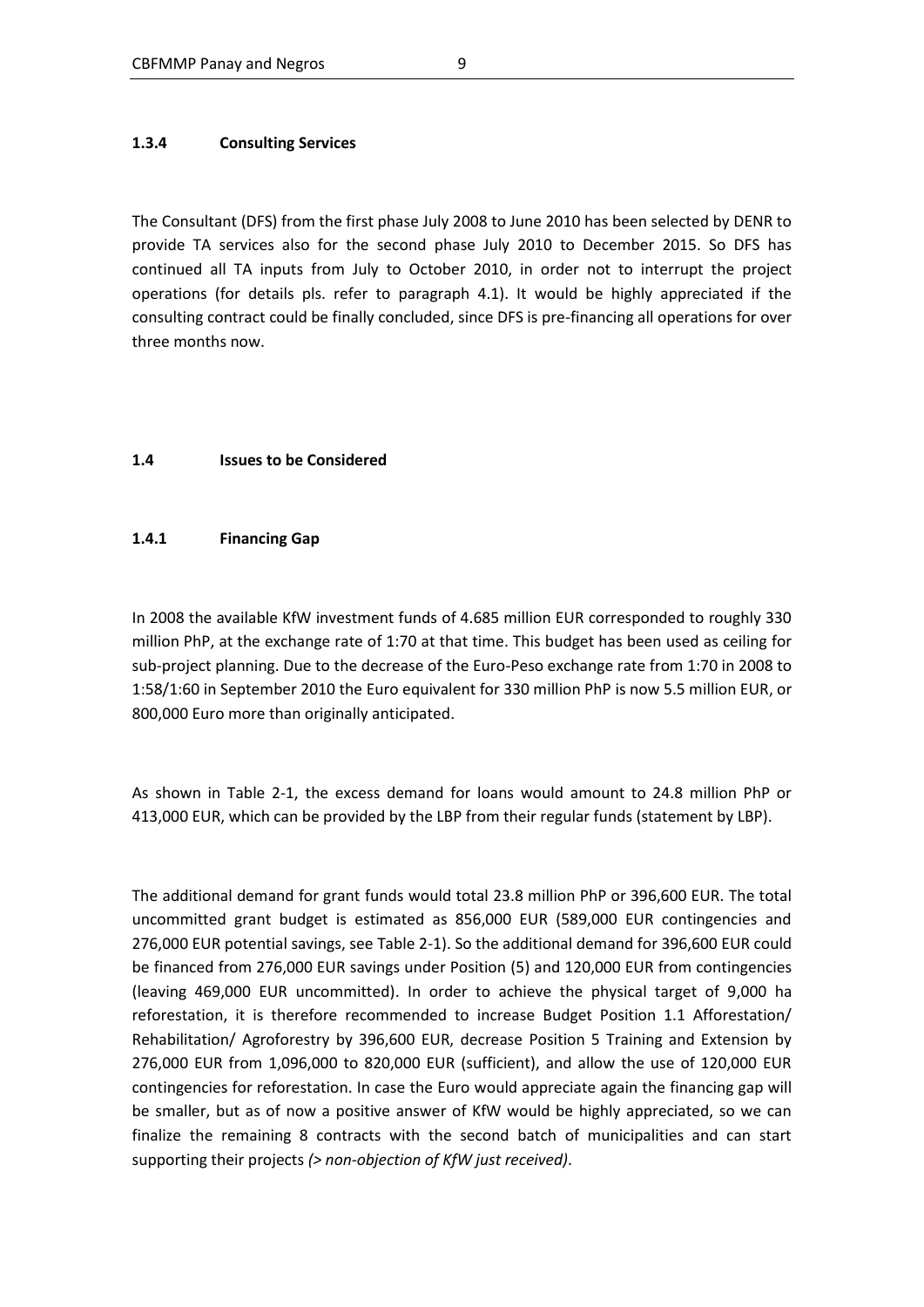### 1.3.4 Consulting Services

The Consultant (DFS) from the first phase July 2008 to June 2010 has been selected by DENR to provide TA services also for the second phase July 2010 to December 2015. So DFS has continued all TA inputs from July to October 2010, in order not to interrupt the project operations (for details pls. refer to paragraph 4.1). It would be highly appreciated if the consulting contract could be finally concluded, since DFS is pre-financing all operations for over three months now.

## 1.4 Issues to be Considered

### 1.4.1 Financing Gap

In 2008 the available KfW investment funds of 4.685 million EUR corresponded to roughly 330 million PhP, at the exchange rate of 1:70 at that time. This budget has been used as ceiling for sub-project planning. Due to the decrease of the Euro-Peso exchange rate from 1:70 in 2008 to 1:58/1:60 in September 2010 the Euro equivalent for 330 million PhP is now 5.5 million EUR, or 800,000 Euro more than originally anticipated.

As shown in Table 2-1, the excess demand for loans would amount to 24.8 million PhP or 413,000 EUR, which can be provided by the LBP from their regular funds (statement by LBP).

The additional demand for grant funds would total 23.8 million PhP or 396,600 EUR. The total uncommitted grant budget is estimated as 856,000 EUR (589,000 EUR contingencies and 276,000 EUR potential savings, see Table 2-1). So the additional demand for 396,600 EUR could be financed from 276,000 EUR savings under Position (5) and 120,000 EUR from contingencies (leaving 469,000 EUR uncommitted). In order to achieve the physical target of 9,000 ha reforestation, it is therefore recommended to increase Budget Position 1.1 Afforestation/ Rehabilitation/ Agroforestry by 396,600 EUR, decrease Position 5 Training and Extension by 276,000 EUR from 1,096,000 to 820,000 EUR (sufficient), and allow the use of 120,000 EUR contingencies for reforestation. In case the Euro would appreciate again the financing gap will be smaller, but as of now a positive answer of KfW would be highly appreciated, so we can finalize the remaining 8 contracts with the second batch of municipalities and can start supporting their projects *(> non-objection of KfW just received)*.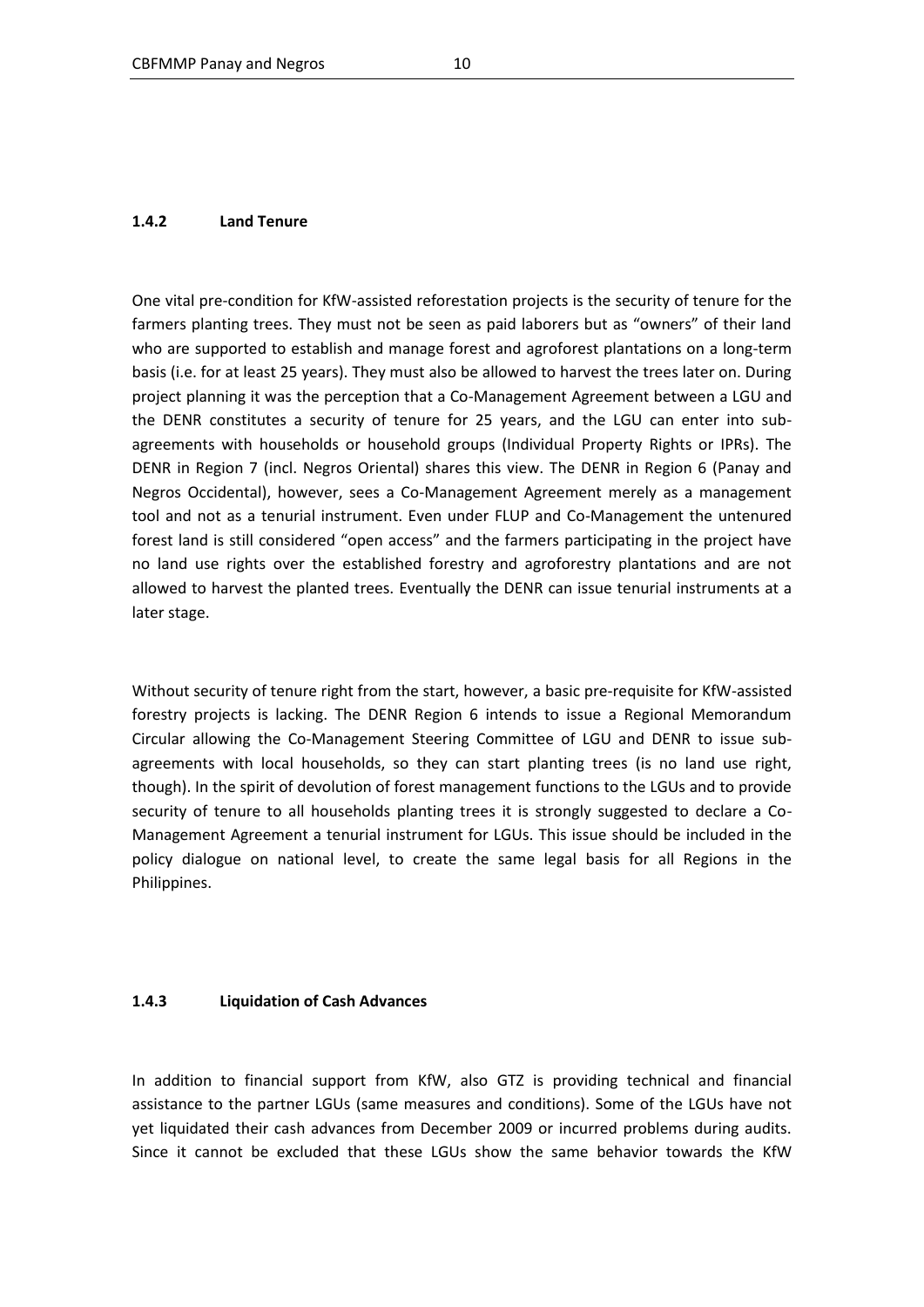### 1.4.2 Land Tenure

One vital pre-condition for KfW-assisted reforestation projects is the security of tenure for the farmers planting trees. They must not be seen as paid laborers but as "owners" of their land who are supported to establish and manage forest and agroforest plantations on a long-term basis (i.e. for at least 25 years). They must also be allowed to harvest the trees later on. During project planning it was the perception that a Co-Management Agreement between a LGU and the DENR constitutes a security of tenure for 25 years, and the LGU can enter into sub-agreements with households or household groups (Individual Property Rights or IPRs). The DENR in Region 7 (incl. Negros Oriental) shares this view. The DENR in Region 6 (Panay and Negros Occidental), however, sees a Co-Management Agreement merely as a management tool and not as a tenurial instrument. Even under FLUP and Co-Management the untenured forest land is still considered "open access" and the farmers participating in the project have no land use rights over the established forestry and agroforestry plantations and are not allowed to harvest the planted trees. Eventually the DENR can issue tenurial instruments at a later stage.

Without security of tenure right from the start, however, a basic pre-requisite for KfW-assisted forestry projects is lacking. The DENR Region 6 intends to issue a Regional Memorandum Circular allowing the Co-Management Steering Committee of LGU and DENR to issue sub-agreements with local households, so they can start planting trees (is no land use right, though). In the spirit of devolution of forest management functions to the LGUs and to provide security of tenure to all households planting trees it is strongly suggested to declare a Co-Management Agreement a tenurial instrument for LGUs. This issue should be included in the policy dialogue on national level, to create the same legal basis for all Regions in the Philippines.

### 1.4.3 Liquidation of Cash Advances

In addition to financial support from KfW, also GTZ is providing technical and financial assistance to the partner LGUs (same measures and conditions). Some of the LGUs have not yet liquidated their cash advances from December 2009 or incurred problems during audits. Since it cannot be excluded that these LGUs show the same behavior towards the KfW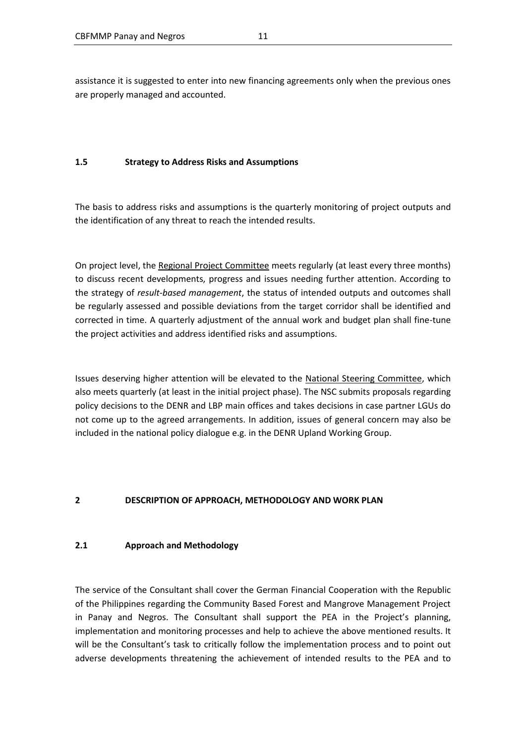assistance it is suggested to enter into new financing agreements only when the previous ones are properly managed and accounted.

### 1.5 Strategy to Address Risks and Assumptions

The basis to address risks and assumptions is the quarterly monitoring of project outputs and the identification of any threat to reach the intended results.

On project level, the Regional Project Committee meets regularly (at least every three months) to discuss recent developments, progress and issues needing further attention. According to the strategy of *result-based management*, the status of intended outputs and outcomes shall be regularly assessed and possible deviations from the target corridor shall be identified and corrected in time. A quarterly adjustment of the annual work and budget plan shall fine-tune the project activities and address identified risks and assumptions.

Issues deserving higher attention will be elevated to the National Steering Committee, which also meets quarterly (at least in the initial project phase). The NSC submits proposals regarding policy decisions to the DENR and LBP main offices and takes decisions in case partner LGUs do not come up to the agreed arrangements. In addition, issues of general concern may also be included in the national policy dialogue e.g. in the DENR Upland Working Group.

## 2 DESCRIPTION OF APPROACH, METHODOLOGY AND WORK PLAN

### 2.1 Approach and Methodology

The service of the Consultant shall cover the German Financial Cooperation with the Republic of the Philippines regarding the Community Based Forest and Mangrove Management Project in Panay and Negros. The Consultant shall support the PEA in the Project's planning, implementation and monitoring processes and help to achieve the above mentioned results. It will be the Consultant's task to critically follow the implementation process and to point out adverse developments threatening the achievement of intended results to the PEA and to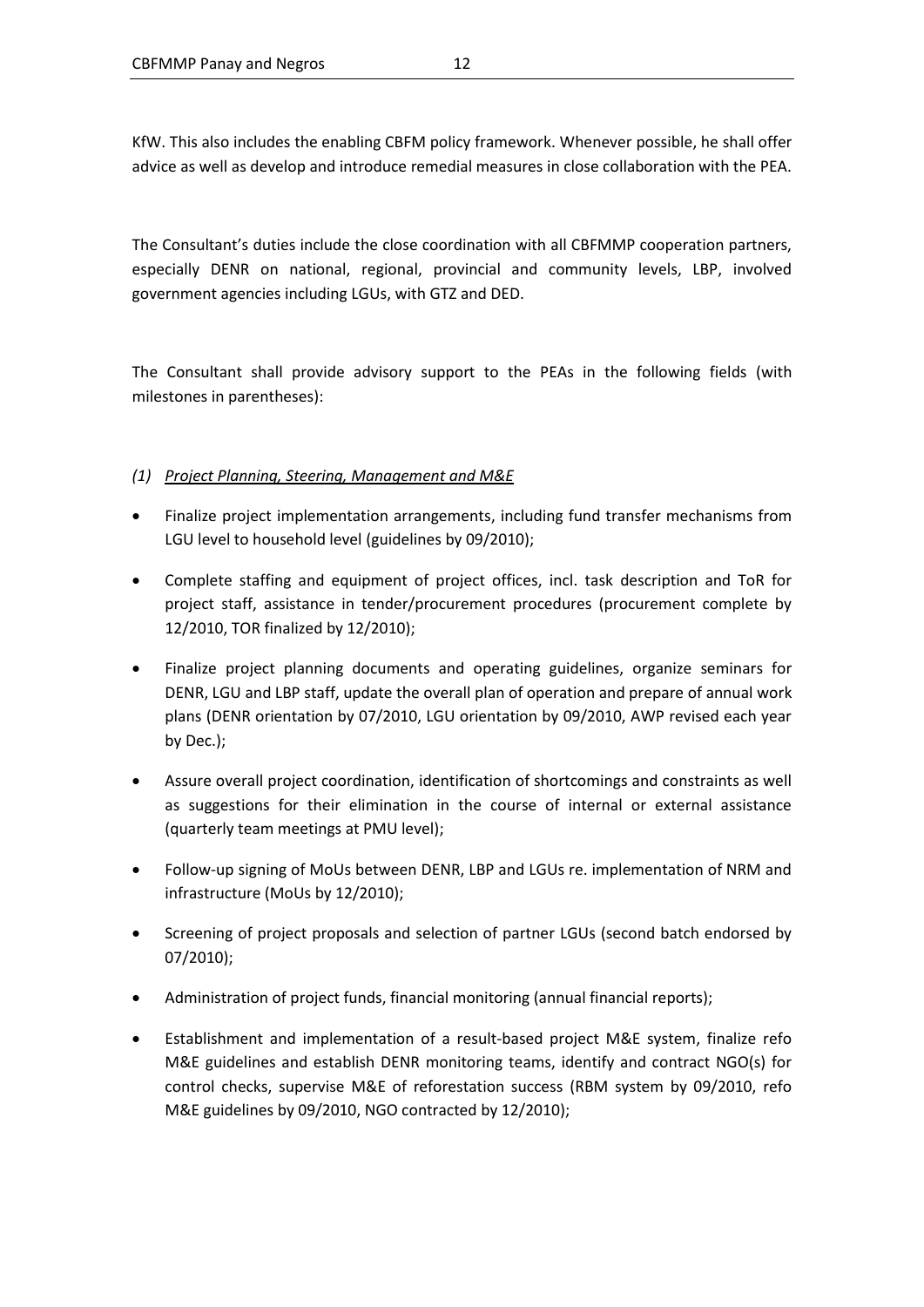KfW. This also includes the enabling CBFM policy framework. Whenever possible, he shall offer advice as well as develop and introduce remedial measures in close collaboration with the PEA.

The Consultant's duties include the close coordination with all CBFMMP cooperation partners, especially DENR on national, regional, provincial and community levels, LBP, involved government agencies including LGUs, with GTZ and DED.

The Consultant shall provide advisory support to the PEAs in the following fields (with milestones in parentheses):

*(1)* *Project Planning, Steering, Management and M&E*

- Finalize project implementation arrangements, including fund transfer mechanisms from LGU level to household level (guidelines by 09/2010);
- Complete staffing and equipment of project offices, incl. task description and ToR for project staff, assistance in tender/procurement procedures (procurement complete by 12/2010, TOR finalized by 12/2010);
- Finalize project planning documents and operating guidelines, organize seminars for DENR, LGU and LBP staff, update the overall plan of operation and prepare of annual work plans (DENR orientation by 07/2010, LGU orientation by 09/2010, AWP revised each year by Dec.);
- Assure overall project coordination, identification of shortcomings and constraints as well as suggestions for their elimination in the course of internal or external assistance (quarterly team meetings at PMU level);
- Follow-up signing of MoUs between DENR, LBP and LGUs re. implementation of NRM and infrastructure (MoUs by 12/2010);
- Screening of project proposals and selection of partner LGUs (second batch endorsed by 07/2010);
- Administration of project funds, financial monitoring (annual financial reports);
- Establishment and implementation of a result-based project M&E system, finalize refo M&E guidelines and establish DENR monitoring teams, identify and contract NGO(s) for control checks, supervise M&E of reforestation success (RBM system by 09/2010, refo M&E guidelines by 09/2010, NGO contracted by 12/2010);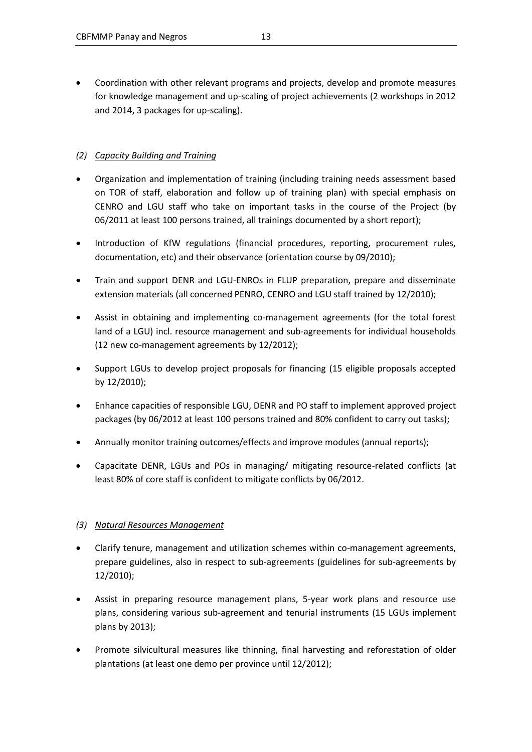- Coordination with other relevant programs and projects, develop and promote measures for knowledge management and up-scaling of project achievements (2 workshops in 2012 and 2014, 3 packages for up-scaling).

*(2) Capacity Building and Training*

- Organization and implementation of training (including training needs assessment based on TOR of staff, elaboration and follow up of training plan) with special emphasis on CENRO and LGU staff who take on important tasks in the course of the Project (by 06/2011 at least 100 persons trained, all trainings documented by a short report);
- Introduction of KfW regulations (financial procedures, reporting, procurement rules, documentation, etc) and their observance (orientation course by 09/2010);
- Train and support DENR and LGU-ENROs in FLUP preparation, prepare and disseminate extension materials (all concerned PENRO, CENRO and LGU staff trained by 12/2010);
- Assist in obtaining and implementing co-management agreements (for the total forest land of a LGU) incl. resource management and sub-agreements for individual households (12 new co-management agreements by 12/2012);
- Support LGUs to develop project proposals for financing (15 eligible proposals accepted by 12/2010);
- Enhance capacities of responsible LGU, DENR and PO staff to implement approved project packages (by 06/2012 at least 100 persons trained and 80% confident to carry out tasks);
- Annually monitor training outcomes/effects and improve modules (annual reports);
- Capacitate DENR, LGUs and POs in managing/ mitigating resource-related conflicts (at least 80% of core staff is confident to mitigate conflicts by 06/2012.

*(3) Natural Resources Management*

- Clarify tenure, management and utilization schemes within co-management agreements, prepare guidelines, also in respect to sub-agreements (guidelines for sub-agreements by 12/2010);
- Assist in preparing resource management plans, 5-year work plans and resource use plans, considering various sub-agreement and tenurial instruments (15 LGUs implement plans by 2013);
- Promote silvicultural measures like thinning, final harvesting and reforestation of older plantations (at least one demo per province until 12/2012);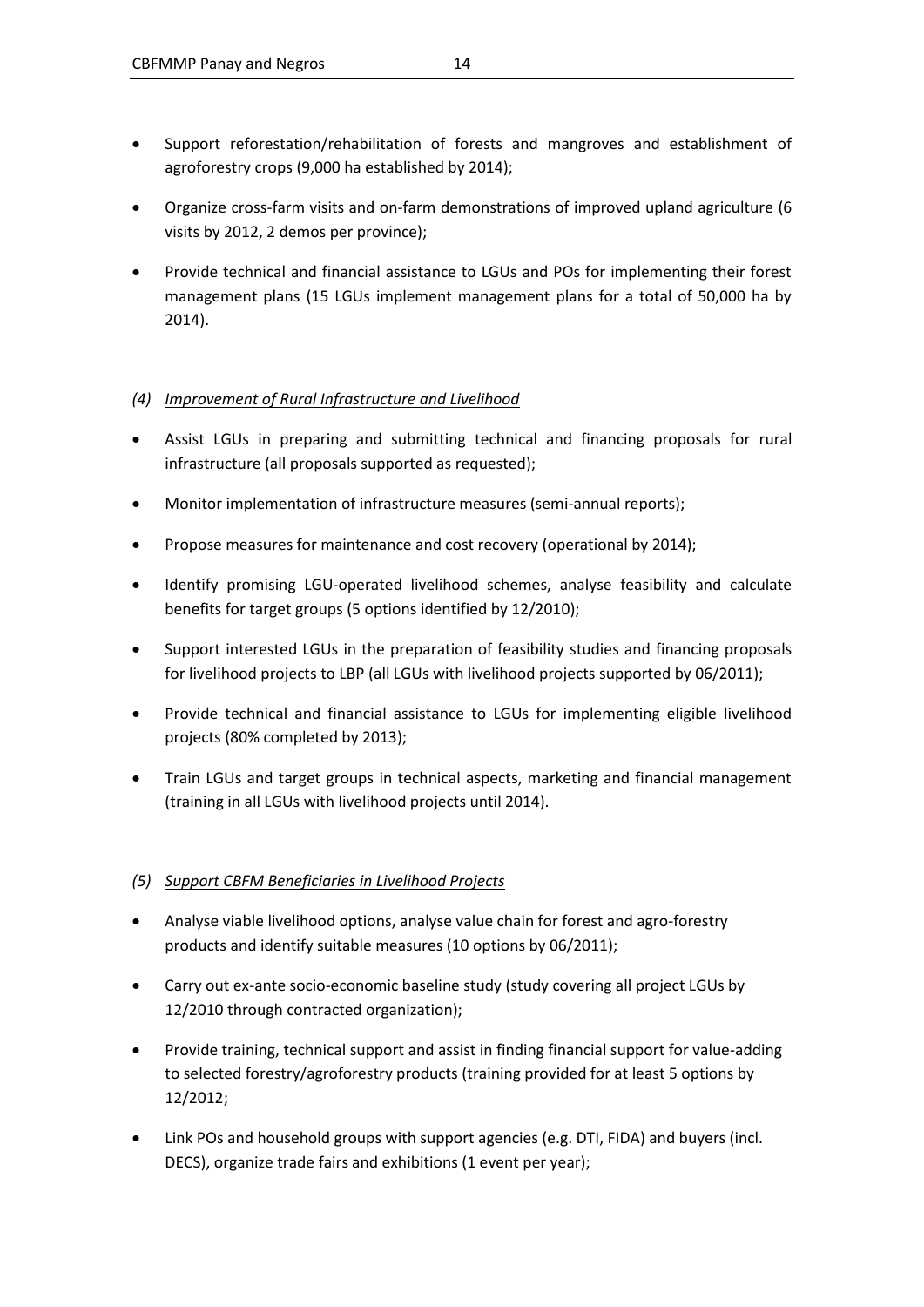- Support reforestation/rehabilitation of forests and mangroves and establishment of agroforestry crops (9,000 ha established by 2014);
- Organize cross-farm visits and on-farm demonstrations of improved upland agriculture (6 visits by 2012, 2 demos per province);
- Provide technical and financial assistance to LGUs and POs for implementing their forest management plans (15 LGUs implement management plans for a total of 50,000 ha by 2014).

*(4) Improvement of Rural Infrastructure and Livelihood*

- Assist LGUs in preparing and submitting technical and financing proposals for rural infrastructure (all proposals supported as requested);
- Monitor implementation of infrastructure measures (semi-annual reports);
- Propose measures for maintenance and cost recovery (operational by 2014);
- Identify promising LGU-operated livelihood schemes, analyse feasibility and calculate benefits for target groups (5 options identified by 12/2010);
- Support interested LGUs in the preparation of feasibility studies and financing proposals for livelihood projects to LBP (all LGUs with livelihood projects supported by 06/2011);
- Provide technical and financial assistance to LGUs for implementing eligible livelihood projects (80% completed by 2013);
- Train LGUs and target groups in technical aspects, marketing and financial management (training in all LGUs with livelihood projects until 2014).

*(5) Support CBFM Beneficiaries in Livelihood Projects*

- Analyse viable livelihood options, analyse value chain for forest and agro-forestry products and identify suitable measures (10 options by 06/2011);
- Carry out ex-ante socio-economic baseline study (study covering all project LGUs by 12/2010 through contracted organization);
- Provide training, technical support and assist in finding financial support for value-adding to selected forestry/agroforestry products (training provided for at least 5 options by 12/2012;
- Link POs and household groups with support agencies (e.g. DTI, FIDA) and buyers (incl. DECS), organize trade fairs and exhibitions (1 event per year);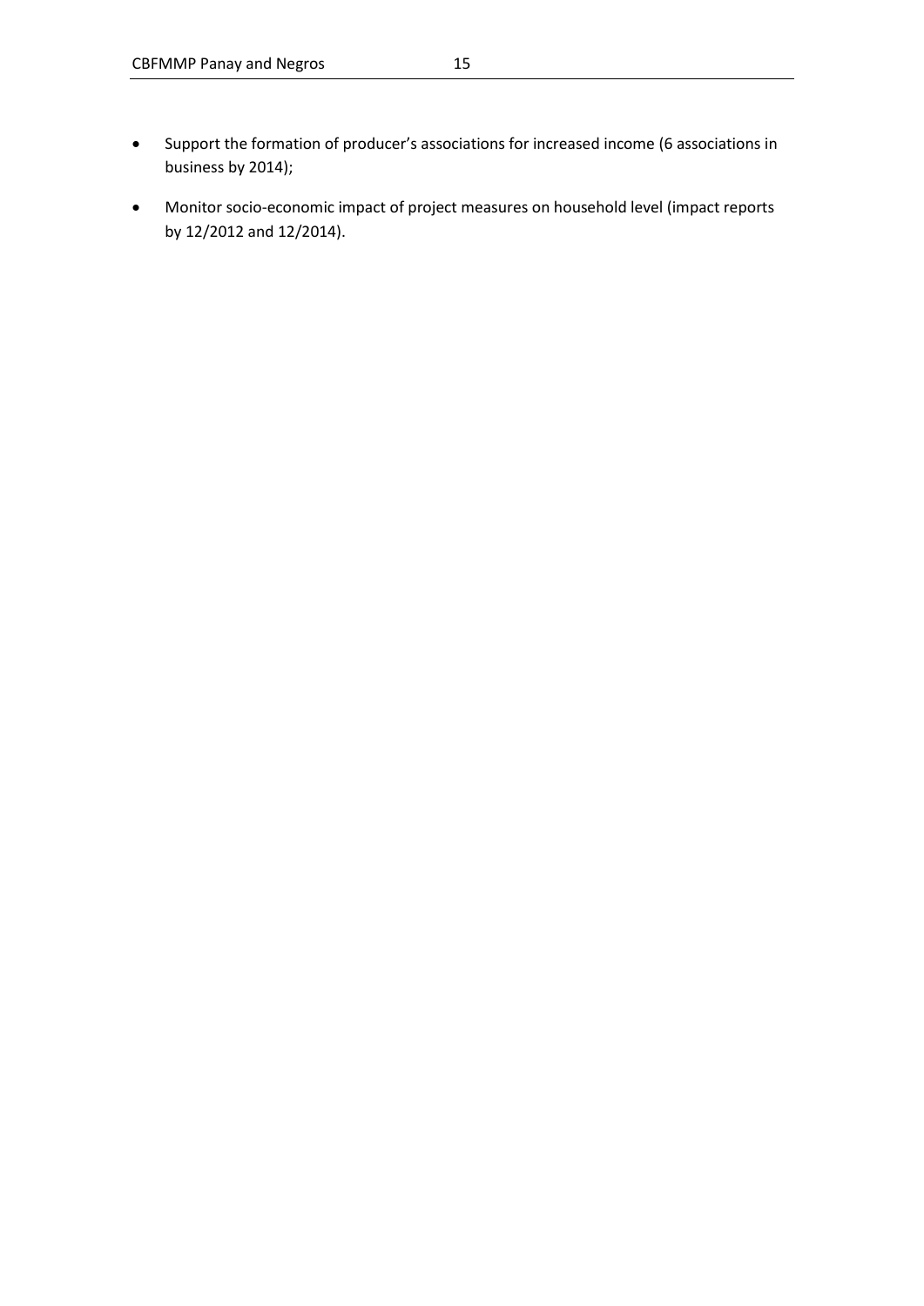- Support the formation of producer's associations for increased income (6 associations in business by 2014);
- Monitor socio-economic impact of project measures on household level (impact reports by 12/2012 and 12/2014).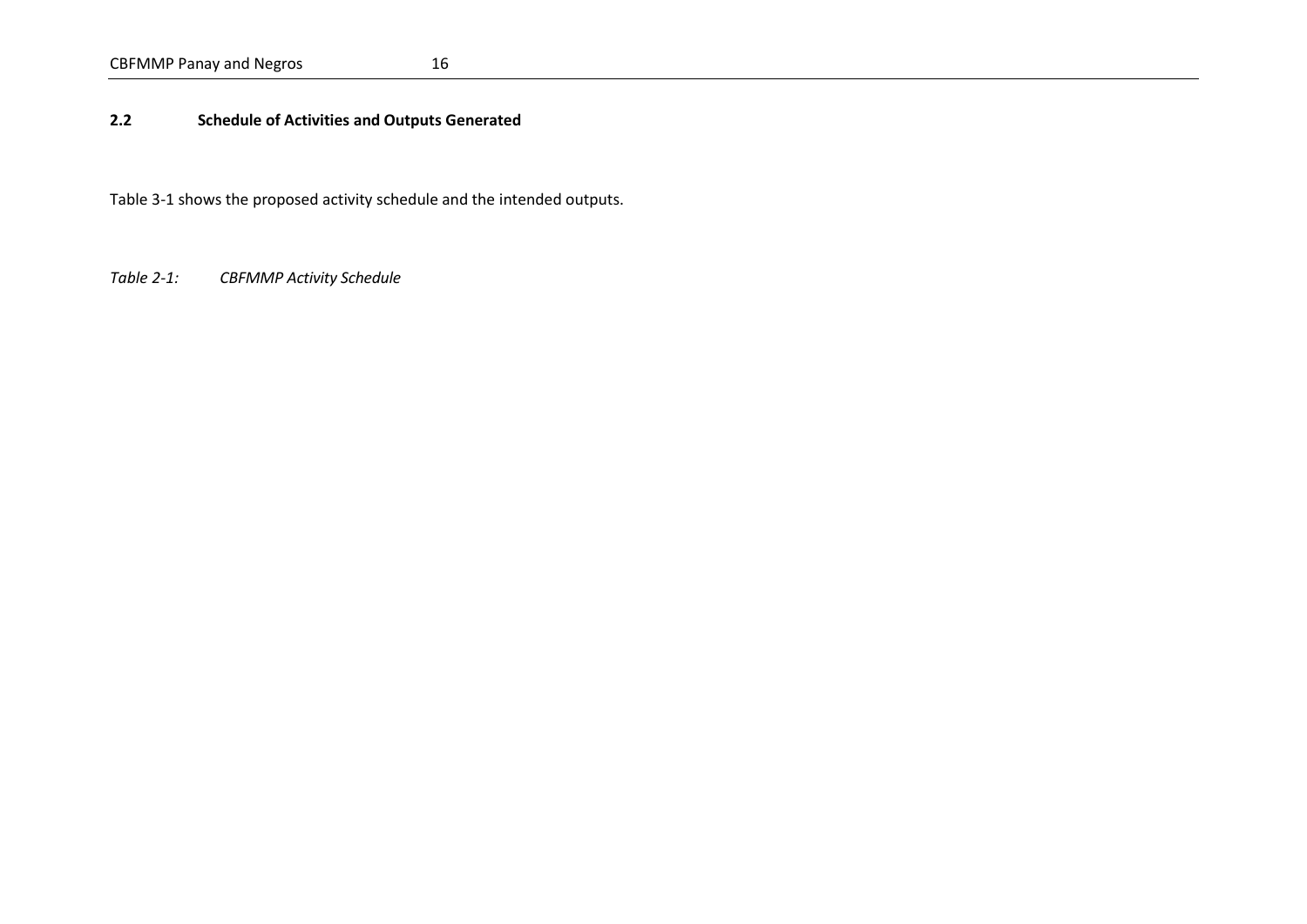## 2.2 Schedule of Activities and Outputs Generated

Table 3-1 shows the proposed activity schedule and the intended outputs.

*Table 2-1: CBFMMP Activity Schedule*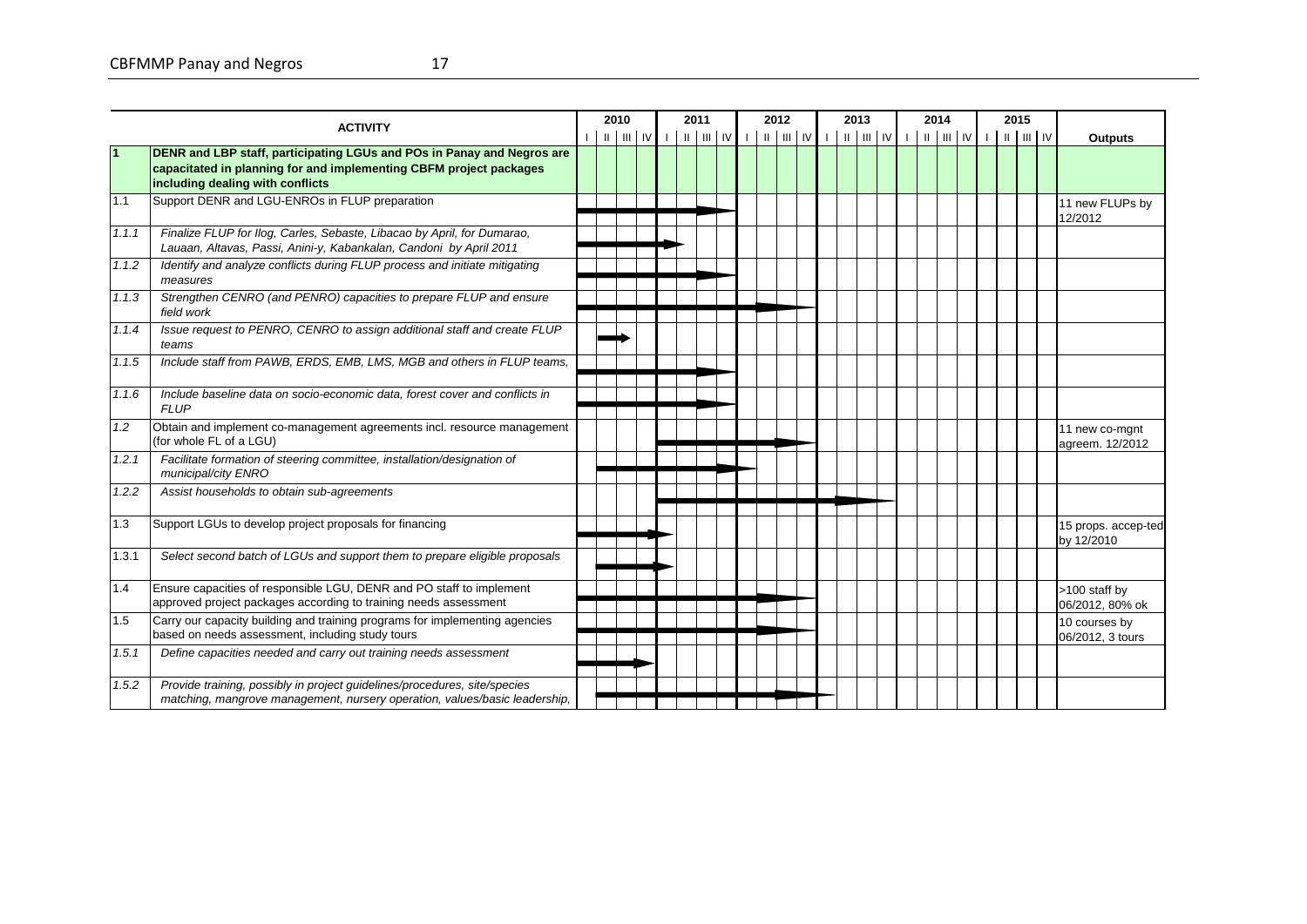| | ACTIVITY | 2010 | 2011 | 2012 | 2013 | 2014 | 2015 | Outputs |
|---|---|---|---|---|---|---|---|---|
| **1** | **DENR and LBP staff, participating LGUs and POs in Panay and Negros are capacitated in planning for and implementing CBFM project packages including dealing with conflicts** | | | | | | | |
| 1.1 | Support DENR and LGU-ENROs in FLUP preparation | ▬▬▬▬ | ▬▬► | | | | | 11 new FLUPs by 12/2012 |
| *1.1.1* | *Finalize FLUP for Ilog, Carles, Sebaste, Libacao by April, for Dumarao, Lauaan, Altavas, Passi, Anini-y, Kabankalan, Candoni by April 2011* | ▬▬▬▬ | ► | | | | | |
| *1.1.2* | *Identify and analyze conflicts during FLUP process and initiate mitigating measures* | ▬▬▬▬ | ▬▬► | | | | | |
| *1.1.3* | *Strengthen CENRO (and PENRO) capacities to prepare FLUP and ensure field work* | ▬▬▬▬ | ▬▬▬▬ | ▬▬► | | | | |
| *1.1.4* | *Issue request to PENRO, CENRO to assign additional staff and create FLUP teams* | ▬► | | | | | | |
| *1.1.5* | *Include staff from PAWB, ERDS, EMB, LMS, MGB and others in FLUP teams,* | ▬▬▬▬ | ▬▬► | | | | | |
| *1.1.6* | *Include baseline data on socio-economic data, forest cover and conflicts in FLUP* | ▬▬▬▬ | ▬▬► | | | | | |
| *1.2* | Obtain and implement co-management agreements incl. resource management (for whole FL of a LGU) | | ▬▬▬▬ | ▬▬► | | | | 11 new co-mgnt agreem. 12/2012 |
| *1.2.1* | *Facilitate formation of steering committee, installation/designation of municipal/city ENRO* | ▬▬▬▬ | ▬▬▬▬ | ► | | | | |
| *1.2.2* | *Assist households to obtain sub-agreements* | | ▬▬▬▬ | ▬▬▬▬ | ▬► | | | |
| 1.3 | Support LGUs to develop project proposals for financing | ▬▬▬► | | | | | | 15 props. accep-ted by 12/2010 |
| 1.3.1 | *Select second batch of LGUs and support them to prepare eligible proposals* | ▬▬▬► | | | | | | |
| 1.4 | Ensure capacities of responsible LGU, DENR and PO staff to implement approved project packages according to training needs assessment | ▬▬▬▬ | ▬▬▬▬ | ▬▬► | | | | >100 staff by 06/2012, 80% ok |
| 1.5 | Carry our capacity building and training programs for implementing agencies based on needs assessment, including study tours | ▬▬▬▬ | ▬▬▬▬ | ▬▬► | | | | 10 courses by 06/2012, 3 tours |
| *1.5.1* | *Define capacities needed and carry out training needs assessment* | ▬▬► | | | | | | |
| *1.5.2* | *Provide training, possibly in project guidelines/procedures, site/species matching, mangrove management, nursery operation, values/basic leadership,* | ▬▬▬▬ | ▬▬▬▬ | ▬▬▬► | | | | |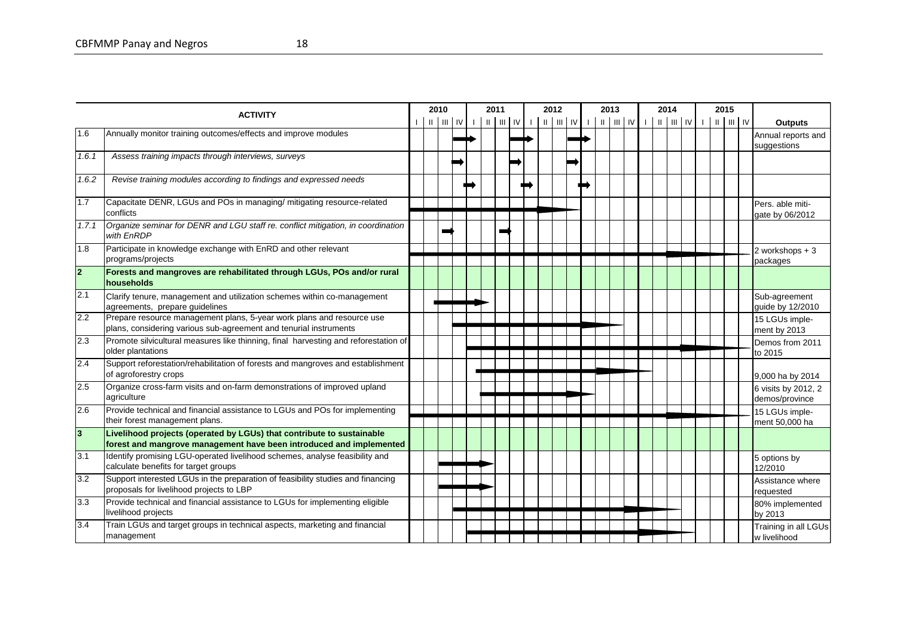| | ACTIVITY | Outputs |
|---|---|---|
| 1.6 | Annually monitor training outcomes/effects and improve modules | Annual reports and suggestions |
| *1.6.1* | *Assess training impacts through interviews, surveys* | |
| *1.6.2* | *Revise training modules according to findings and expressed needs* | |
| 1.7 | Capacitate DENR, LGUs and POs in managing/ mitigating resource-related conflicts | Pers. able miti-gate by 06/2012 |
| *1.7.1* | *Organize seminar for DENR and LGU staff re. conflict mitigation, in coordination with EnRDP* | |
| 1.8 | Participate in knowledge exchange with EnRD and other relevant programs/projects | 2 workshops + 3 packages |
| **2** | **Forests and mangroves are rehabilitated through LGUs, POs and/or rural households** | |
| 2.1 | Clarify tenure, management and utilization schemes within co-management agreements, prepare guidelines | Sub-agreement guide by 12/2010 |
| 2.2 | Prepare resource management plans, 5-year work plans and resource use plans, considering various sub-agreement and tenurial instruments | 15 LGUs imple-ment by 2013 |
| 2.3 | Promote silvicultural measures like thinning, final harvesting and reforestation of older plantations | Demos from 2011 to 2015 |
| 2.4 | Support reforestation/rehabilitation of forests and mangroves and establishment of agroforestry crops | 9,000 ha by 2014 |
| 2.5 | Organize cross-farm visits and on-farm demonstrations of improved upland agriculture | 6 visits by 2012, 2 demos/province |
| 2.6 | Provide technical and financial assistance to LGUs and POs for implementing their forest management plans. | 15 LGUs imple-ment 50,000 ha |
| **3** | **Livelihood projects (operated by LGUs) that contribute to sustainable forest and mangrove management have been introduced and implemented** | |
| 3.1 | Identify promising LGU-operated livelihood schemes, analyse feasibility and calculate benefits for target groups | 5 options by 12/2010 |
| 3.2 | Support interested LGUs in the preparation of feasibility studies and financing proposals for livelihood projects to LBP | Assistance where requested |
| 3.3 | Provide technical and financial assistance to LGUs for implementing eligible livelihood projects | 80% implemented by 2013 |
| 3.4 | Train LGUs and target groups in technical aspects, marketing and financial management | Training in all LGUs w livelihood |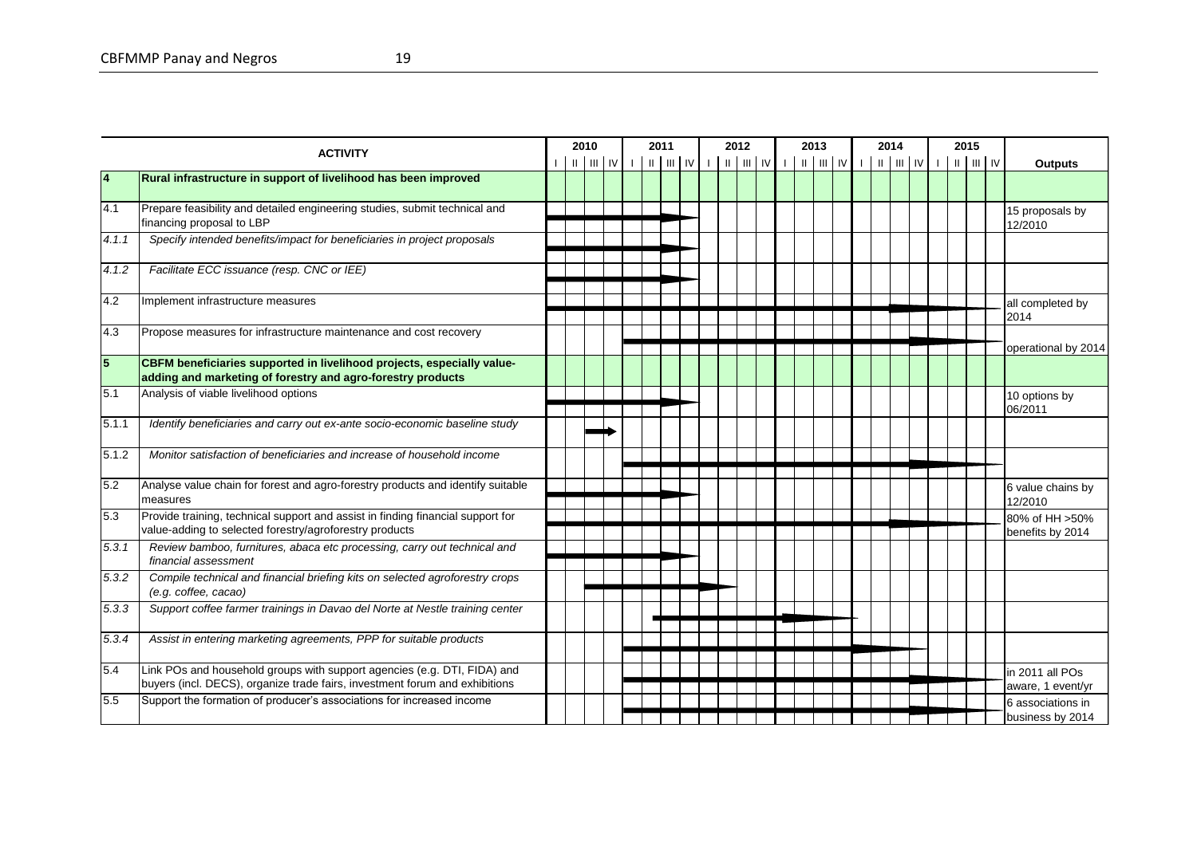| | ACTIVITY | 2010 | | | | 2011 | | | | 2012 | | | | 2013 | | | | 2014 | | | | 2015 | | | | Outputs |
|---|---|---|---|---|---|---|---|---|---|---|---|---|---|---|---|---|---|---|---|---|---|---|---|---|---|---|
| | | I | II | III | IV | I | II | III | IV | I | II | III | IV | I | II | III | IV | I | II | III | IV | I | II | III | IV | |
| **4** | **Rural infrastructure in support of livelihood has been improved** | | | | | | | | | | | | | | | | | | | | | | | | | |
| 4.1 | Prepare feasibility and detailed engineering studies, submit technical and financing proposal to LBP | X | X | X | X | X | X | X | X | | | | | | | | | | | | | | | | | 15 proposals by 12/2010 |
| *4.1.1* | *Specify intended benefits/impact for beneficiaries in project proposals* | X | X | X | X | X | X | X | X | | | | | | | | | | | | | | | | | |
| *4.1.2* | *Facilitate ECC issuance (resp. CNC or IEE)* | X | X | X | X | X | X | X | X | | | | | | | | | | | | | | | | | |
| 4.2 | Implement infrastructure measures | X | X | X | X | X | X | X | X | X | X | X | X | X | X | X | X | X | X | X | X | | | | | all completed by 2014 |
| 4.3 | Propose measures for infrastructure maintenance and cost recovery | | | | | X | X | X | X | X | X | X | X | X | X | X | X | X | X | X | X | X | X | X | | operational by 2014 |
| **5** | **CBFM beneficiaries supported in livelihood projects, especially value-adding and marketing of forestry and agro-forestry products** | | | | | | | | | | | | | | | | | | | | | | | | | |
| 5.1 | Analysis of viable livelihood options | X | X | X | X | X | X | X | X | | | | | | | | | | | | | | | | | 10 options by 06/2011 |
| *5.1.1* | *Identify beneficiaries and carry out ex-ante socio-economic baseline study* | | | X | X | | | | | | | | | | | | | | | | | | | | | |
| *5.1.2* | *Monitor satisfaction of beneficiaries and increase of household income* | | | | | X | X | X | X | X | X | X | X | X | X | X | X | X | X | X | X | X | X | X | X | |
| 5.2 | Analyse value chain for forest and agro-forestry products and identify suitable measures | X | X | X | X | X | X | X | X | | | | | | | | | | | | | | | | | 6 value chains by 12/2010 |
| 5.3 | Provide training, technical support and assist in finding financial support for value-adding to selected forestry/agroforestry products | X | X | X | X | X | X | X | X | X | X | X | X | X | X | X | X | X | X | X | X | X | X | | | 80% of HH >50% benefits by 2014 |
| *5.3.1* | *Review bamboo, furnitures, abaca etc processing, carry out technical and financial assessment* | X | X | X | X | X | X | X | X | | | | | | | | | | | | | | | | | |
| *5.3.2* | *Compile technical and financial briefing kits on selected agroforestry crops (e.g. coffee, cacao)* | | | X | X | X | X | X | X | X | X | | | | | | | | | | | | | | | |
| *5.3.3* | *Support coffee farmer trainings in Davao del Norte at Nestle training center* | | | | | | X | X | X | X | X | X | X | X | X | X | X | | | | | | | | | |
| *5.3.4* | *Assist in entering marketing agreements, PPP for suitable products* | | | | | X | X | X | X | X | X | X | X | X | X | X | X | X | X | X | X | | | | | |
| 5.4 | Link POs and household groups with support agencies (e.g. DTI, FIDA) and buyers (incl. DECS), organize trade fairs, investment forum and exhibitions | | | | | X | X | X | X | X | X | X | X | X | X | X | X | X | X | X | X | X | X | X | | in 2011 all POs aware, 1 event/yr |
| 5.5 | Support the formation of producer's associations for increased income | | | | | X | X | X | X | X | X | X | X | X | X | X | X | X | X | X | X | X | X | X | X | 6 associations in business by 2014 |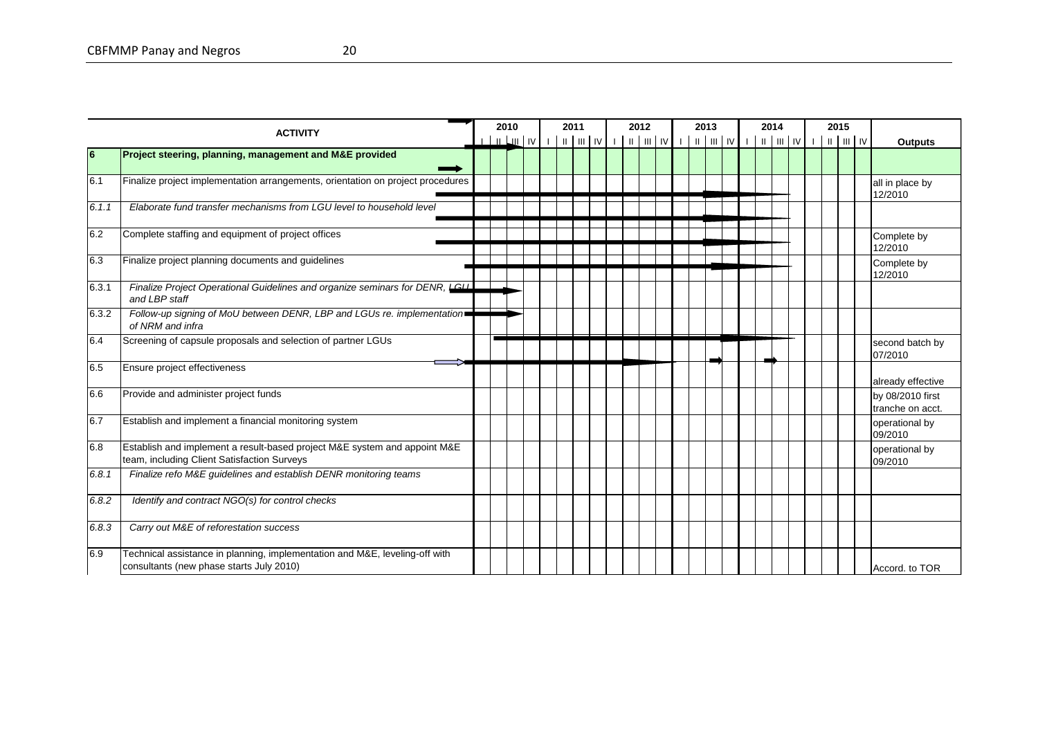| | ACTIVITY | 2010 | | | | 2011 | | | | 2012 | | | | 2013 | | | | 2014 | | | | 2015 | | | | Outputs |
|---|---|---|---|---|---|---|---|---|---|---|---|---|---|---|---|---|---|---|---|---|---|---|---|---|---|---|
| | | I | II | III | IV | I | II | III | IV | I | II | III | IV | I | II | III | IV | I | II | III | IV | I | II | III | IV | |
| **6** | **Project steering, planning, management and M&E provided** | | | | | | | | | | | | | | | | | | | | | | | | | |
| 6.1 | Finalize project implementation arrangements, orientation on project procedures | | | | | | | | | | | | | | | | | | | | | | | | | all in place by 12/2010 |
| *6.1.1* | *Elaborate fund transfer mechanisms from LGU level to household level* | | | | | | | | | | | | | | | | | | | | | | | | | |
| 6.2 | Complete staffing and equipment of project offices | | | | | | | | | | | | | | | | | | | | | | | | | Complete by 12/2010 |
| 6.3 | Finalize project planning documents and guidelines | | | | | | | | | | | | | | | | | | | | | | | | | Complete by 12/2010 |
| *6.3.1* | *Finalize Project Operational Guidelines and organize seminars for DENR, LGU and LBP staff* | | | | | | | | | | | | | | | | | | | | | | | | | |
| *6.3.2* | *Follow-up signing of MoU between DENR, LBP and LGUs re. implementation of NRM and infra* | | | | | | | | | | | | | | | | | | | | | | | | | |
| 6.4 | Screening of capsule proposals and selection of partner LGUs | | | | | | | | | | | | | | | | | | | | | | | | | second batch by 07/2010 |
| 6.5 | Ensure project effectiveness | | | | | | | | | | | | | | | | | | | | | | | | | already effective |
| 6.6 | Provide and administer project funds | | | | | | | | | | | | | | | | | | | | | | | | | by 08/2010 first tranche on acct. |
| 6.7 | Establish and implement a financial monitoring system | | | | | | | | | | | | | | | | | | | | | | | | | operational by 09/2010 |
| 6.8 | Establish and implement a result-based project M&E system and appoint M&E team, including Client Satisfaction Surveys | | | | | | | | | | | | | | | | | | | | | | | | | operational by 09/2010 |
| *6.8.1* | *Finalize refo M&E guidelines and establish DENR monitoring teams* | | | | | | | | | | | | | | | | | | | | | | | | | |
| *6.8.2* | *Identify and contract NGO(s) for control checks* | | | | | | | | | | | | | | | | | | | | | | | | | |
| *6.8.3* | *Carry out M&E of reforestation success* | | | | | | | | | | | | | | | | | | | | | | | | | |
| 6.9 | Technical assistance in planning, implementation and M&E, leveling-off with consultants (new phase starts July 2010) | | | | | | | | | | | | | | | | | | | | | | | | | Accord. to TOR |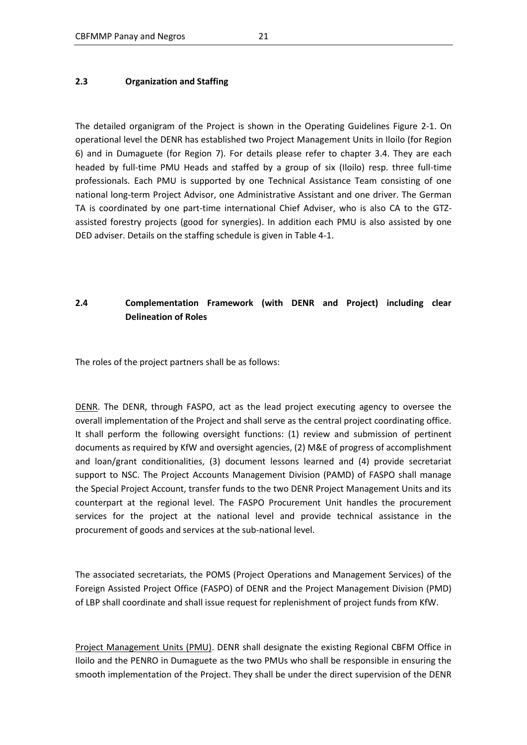## 2.3 Organization and Staffing

The detailed organigram of the Project is shown in the Operating Guidelines Figure 2-1. On operational level the DENR has established two Project Management Units in Iloilo (for Region 6) and in Dumaguete (for Region 7). For details please refer to chapter 3.4. They are each headed by full-time PMU Heads and staffed by a group of six (Iloilo) resp. three full-time professionals. Each PMU is supported by one Technical Assistance Team consisting of one national long-term Project Advisor, one Administrative Assistant and one driver. The German TA is coordinated by one part-time international Chief Adviser, who is also CA to the GTZ-assisted forestry projects (good for synergies). In addition each PMU is also assisted by one DED adviser. Details on the staffing schedule is given in Table 4-1.

## 2.4 Complementation Framework (with DENR and Project) including clear Delineation of Roles

The roles of the project partners shall be as follows:

DENR. The DENR, through FASPO, act as the lead project executing agency to oversee the overall implementation of the Project and shall serve as the central project coordinating office. It shall perform the following oversight functions: (1) review and submission of pertinent documents as required by KfW and oversight agencies, (2) M&E of progress of accomplishment and loan/grant conditionalities, (3) document lessons learned and (4) provide secretariat support to NSC. The Project Accounts Management Division (PAMD) of FASPO shall manage the Special Project Account, transfer funds to the two DENR Project Management Units and its counterpart at the regional level. The FASPO Procurement Unit handles the procurement services for the project at the national level and provide technical assistance in the procurement of goods and services at the sub-national level.

The associated secretariats, the POMS (Project Operations and Management Services) of the Foreign Assisted Project Office (FASPO) of DENR and the Project Management Division (PMD) of LBP shall coordinate and shall issue request for replenishment of project funds from KfW.

Project Management Units (PMU). DENR shall designate the existing Regional CBFM Office in Iloilo and the PENRO in Dumaguete as the two PMUs who shall be responsible in ensuring the smooth implementation of the Project. They shall be under the direct supervision of the DENR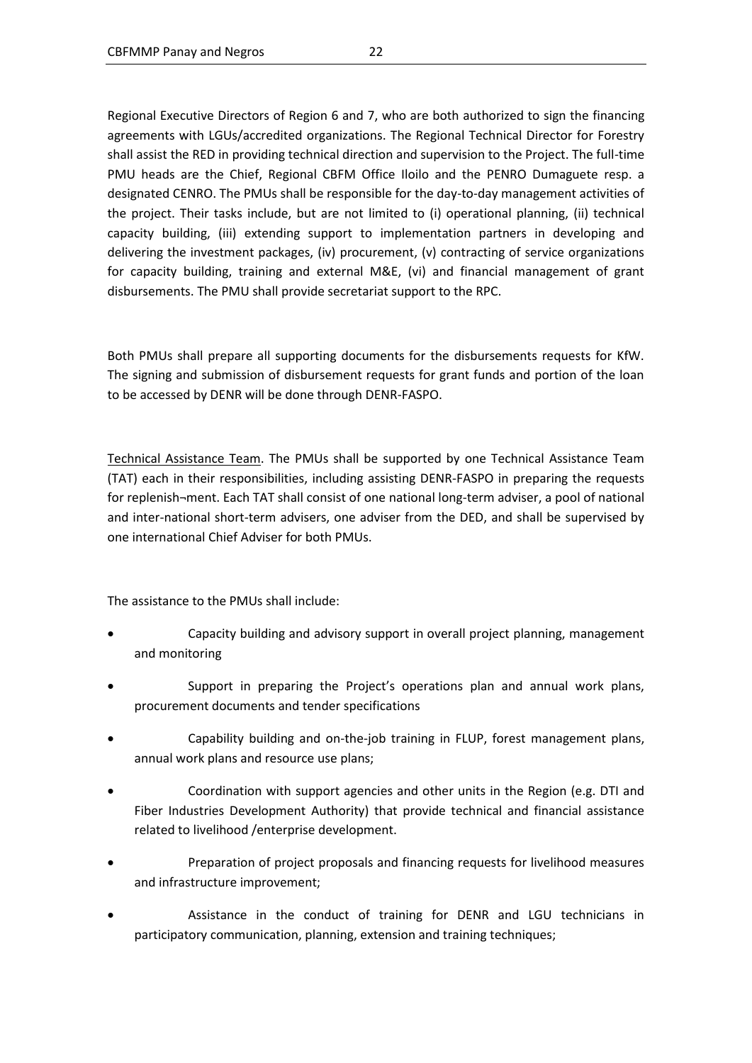Regional Executive Directors of Region 6 and 7, who are both authorized to sign the financing agreements with LGUs/accredited organizations. The Regional Technical Director for Forestry shall assist the RED in providing technical direction and supervision to the Project. The full-time PMU heads are the Chief, Regional CBFM Office Iloilo and the PENRO Dumaguete resp. a designated CENRO. The PMUs shall be responsible for the day-to-day management activities of the project. Their tasks include, but are not limited to (i) operational planning, (ii) technical capacity building, (iii) extending support to implementation partners in developing and delivering the investment packages, (iv) procurement, (v) contracting of service organizations for capacity building, training and external M&E, (vi) and financial management of grant disbursements. The PMU shall provide secretariat support to the RPC.

Both PMUs shall prepare all supporting documents for the disbursements requests for KfW. The signing and submission of disbursement requests for grant funds and portion of the loan to be accessed by DENR will be done through DENR-FASPO.

Technical Assistance Team. The PMUs shall be supported by one Technical Assistance Team (TAT) each in their responsibilities, including assisting DENR-FASPO in preparing the requests for replenish¬ment. Each TAT shall consist of one national long-term adviser, a pool of national and inter-national short-term advisers, one adviser from the DED, and shall be supervised by one international Chief Adviser for both PMUs.

The assistance to the PMUs shall include:

- Capacity building and advisory support in overall project planning, management and monitoring
- Support in preparing the Project's operations plan and annual work plans, procurement documents and tender specifications
- Capability building and on-the-job training in FLUP, forest management plans, annual work plans and resource use plans;
- Coordination with support agencies and other units in the Region (e.g. DTI and Fiber Industries Development Authority) that provide technical and financial assistance related to livelihood /enterprise development.
- Preparation of project proposals and financing requests for livelihood measures and infrastructure improvement;
- Assistance in the conduct of training for DENR and LGU technicians in participatory communication, planning, extension and training techniques;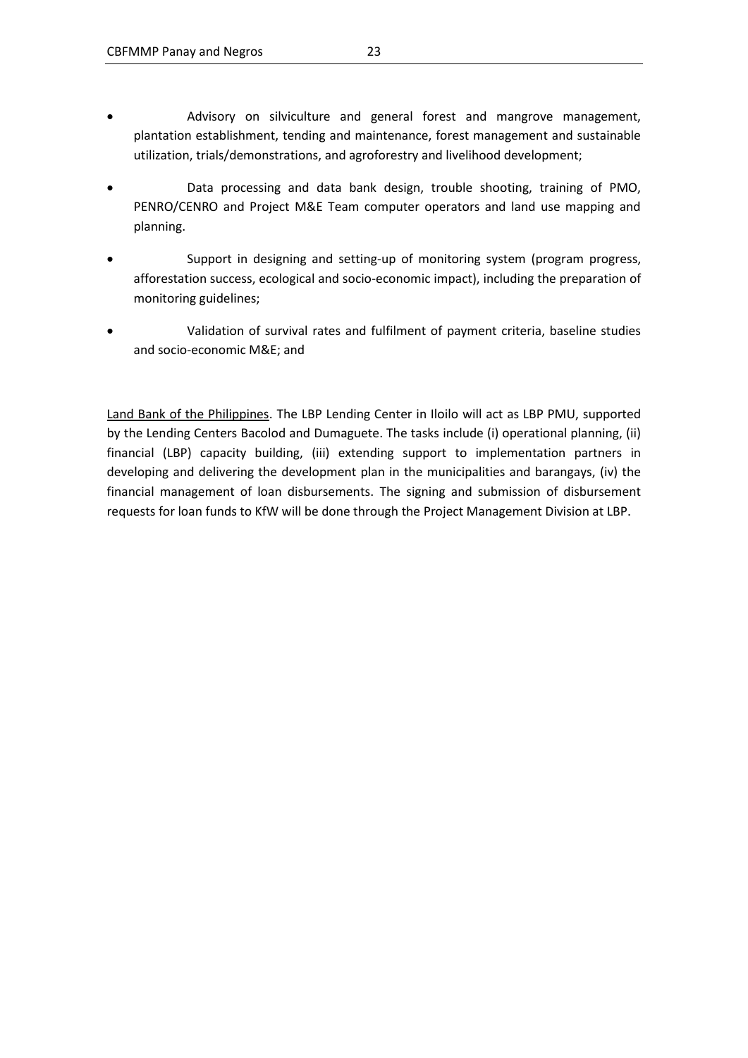- Advisory on silviculture and general forest and mangrove management, plantation establishment, tending and maintenance, forest management and sustainable utilization, trials/demonstrations, and agroforestry and livelihood development;

- Data processing and data bank design, trouble shooting, training of PMO, PENRO/CENRO and Project M&E Team computer operators and land use mapping and planning.

- Support in designing and setting-up of monitoring system (program progress, afforestation success, ecological and socio-economic impact), including the preparation of monitoring guidelines;

- Validation of survival rates and fulfilment of payment criteria, baseline studies and socio-economic M&E; and

<u>Land Bank of the Philippines</u>. The LBP Lending Center in Iloilo will act as LBP PMU, supported by the Lending Centers Bacolod and Dumaguete. The tasks include (i) operational planning, (ii) financial (LBP) capacity building, (iii) extending support to implementation partners in developing and delivering the development plan in the municipalities and barangays, (iv) the financial management of loan disbursements. The signing and submission of disbursement requests for loan funds to KfW will be done through the Project Management Division at LBP.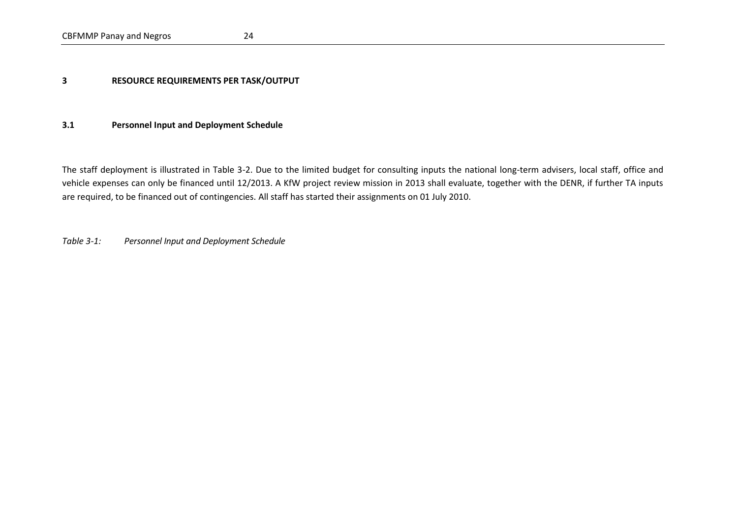# 3 RESOURCE REQUIREMENTS PER TASK/OUTPUT

## 3.1 Personnel Input and Deployment Schedule

The staff deployment is illustrated in Table 3-2. Due to the limited budget for consulting inputs the national long-term advisers, local staff, office and vehicle expenses can only be financed until 12/2013. A KfW project review mission in 2013 shall evaluate, together with the DENR, if further TA inputs are required, to be financed out of contingencies. All staff has started their assignments on 01 July 2010.

*Table 3-1: Personnel Input and Deployment Schedule*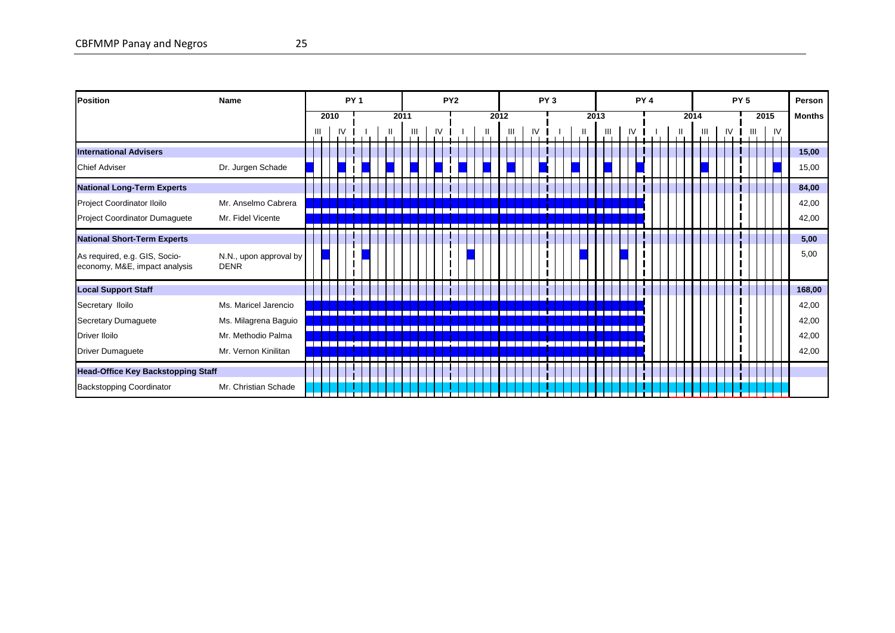| Position | Name | PY 1 | PY2 | PY 3 | PY 4 | PY 5 | Person Months |
|---|---|---|---|---|---|---|---|
| **International Advisers** | | | | | | | **15,00** |
| Chief Adviser | Dr. Jurgen Schade | | | | | | 15,00 |
| **National Long-Term Experts** | | | | | | | **84,00** |
| Project Coordinator Iloilo | Mr. Anselmo Cabrera | | | | | | 42,00 |
| Project Coordinator Dumaguete | Mr. Fidel Vicente | | | | | | 42,00 |
| **National Short-Term Experts** | | | | | | | **5,00** |
| As required, e.g. GIS, Socio-economy, M&E, impact analysis | N.N., upon approval by DENR | | | | | | 5,00 |
| **Local Support Staff** | | | | | | | **168,00** |
| Secretary Iloilo | Ms. Maricel Jarencio | | | | | | 42,00 |
| Secretary Dumaguete | Ms. Milagrena Baguio | | | | | | 42,00 |
| Driver Iloilo | Mr. Methodio Palma | | | | | | 42,00 |
| Driver Dumaguete | Mr. Vernon Kinilitan | | | | | | 42,00 |
| **Head-Office Key Backstopping Staff** | | | | | | | |
| Backstopping Coordinator | Mr. Christian Schade | | | | | | |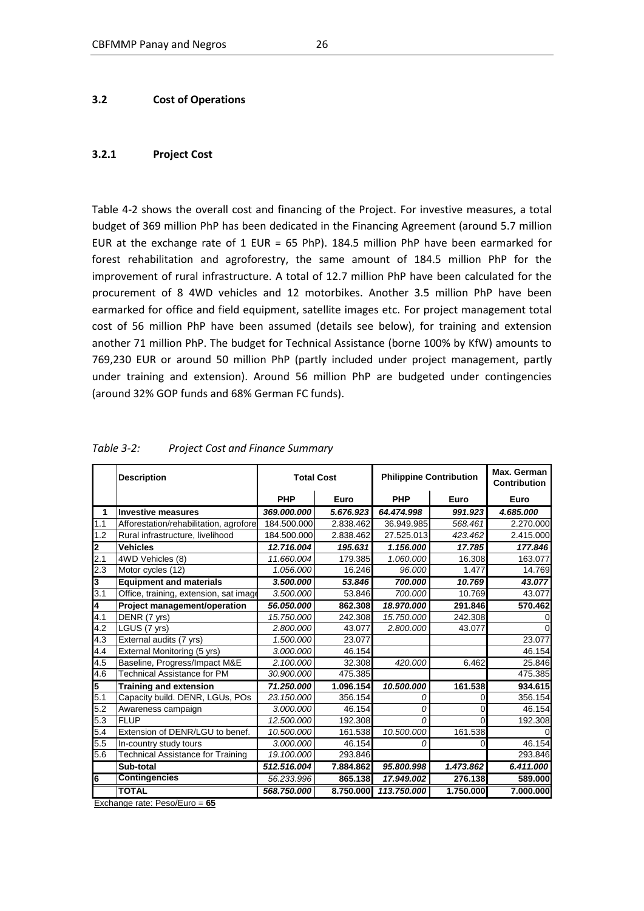### 3.2 Cost of Operations

#### 3.2.1 Project Cost

Table 4-2 shows the overall cost and financing of the Project. For investive measures, a total budget of 369 million PhP has been dedicated in the Financing Agreement (around 5.7 million EUR at the exchange rate of 1 EUR = 65 PhP). 184.5 million PhP have been earmarked for forest rehabilitation and agroforestry, the same amount of 184.5 million PhP for the improvement of rural infrastructure. A total of 12.7 million PhP have been calculated for the procurement of 8 4WD vehicles and 12 motorbikes. Another 3.5 million PhP have been earmarked for office and field equipment, satellite images etc. For project management total cost of 56 million PhP have been assumed (details see below), for training and extension another 71 million PhP. The budget for Technical Assistance (borne 100% by KfW) amounts to 769,230 EUR or around 50 million PhP (partly included under project management, partly under training and extension). Around 56 million PhP are budgeted under contingencies (around 32% GOP funds and 68% German FC funds).

*Table 3-2: Project Cost and Finance Summary*

| | Description | Total Cost | | Philippine Contribution | | Max. German Contribution |
|---|---|---|---|---|---|---|
| | | PHP | Euro | PHP | Euro | Euro |
| **1** | **Investive measures** | ***369.000.000*** | ***5.676.923*** | ***64.474.998*** | ***991.923*** | ***4.685.000*** |
| 1.1 | Afforestation/rehabilitation, agrofore | 184.500.000 | 2.838.462 | 36.949.985 | *568.461* | 2.270.000 |
| 1.2 | Rural infrastructure, livelihood | 184.500.000 | 2.838.462 | 27.525.013 | *423.462* | 2.415.000 |
| **2** | **Vehicles** | ***12.716.004*** | ***195.631*** | ***1.156.000*** | ***17.785*** | ***177.846*** |
| 2.1 | 4WD Vehicles (8) | *11.660.004* | 179.385 | *1.060.000* | 16.308 | 163.077 |
| 2.3 | Motor cycles (12) | *1.056.000* | 16.246 | *96.000* | 1.477 | 14.769 |
| **3** | **Equipment and materials** | ***3.500.000*** | ***53.846*** | ***700.000*** | ***10.769*** | ***43.077*** |
| 3.1 | Office, training, extension, sat image | *3.500.000* | 53.846 | *700.000* | 10.769 | 43.077 |
| **4** | **Project management/operation** | ***56.050.000*** | **862.308** | ***18.970.000*** | **291.846** | **570.462** |
| 4.1 | DENR (7 yrs) | *15.750.000* | 242.308 | *15.750.000* | 242.308 | 0 |
| 4.2 | LGUS (7 yrs) | *2.800.000* | 43.077 | *2.800.000* | 43.077 | 0 |
| 4.3 | External audits (7 yrs) | *1.500.000* | 23.077 | | | 23.077 |
| 4.4 | External Monitoring (5 yrs) | *3.000.000* | 46.154 | | | 46.154 |
| 4.5 | Baseline, Progress/Impact M&E | *2.100.000* | 32.308 | *420.000* | 6.462 | 25.846 |
| 4.6 | Technical Assistance for PM | *30.900.000* | 475.385 | | | 475.385 |
| **5** | **Training and extension** | ***71.250.000*** | **1.096.154** | ***10.500.000*** | **161.538** | **934.615** |
| 5.1 | Capacity build. DENR, LGUs, POs | *23.150.000* | 356.154 | *0* | 0 | 356.154 |
| 5.2 | Awareness campaign | *3.000.000* | 46.154 | *0* | 0 | 46.154 |
| 5.3 | FLUP | *12.500.000* | 192.308 | *0* | 0 | 192.308 |
| 5.4 | Extension of DENR/LGU to benef. | *10.500.000* | 161.538 | *10.500.000* | 161.538 | 0 |
| 5.5 | In-country study tours | *3.000.000* | 46.154 | *0* | 0 | 46.154 |
| 5.6 | Technical Assistance for Training | *19.100.000* | 293.846 | | | 293.846 |
| | **Sub-total** | ***512.516.004*** | **7.884.862** | ***95.800.998*** | ***1.473.862*** | ***6.411.000*** |
| **6** | **Contingencies** | *56.233.996* | **865.138** | ***17.949.002*** | **276.138** | **589.000** |
| | **TOTAL** | ***568.750.000*** | **8.750.000** | ***113.750.000*** | **1.750.000** | **7.000.000** |

Exchange rate: Peso/Euro = **65**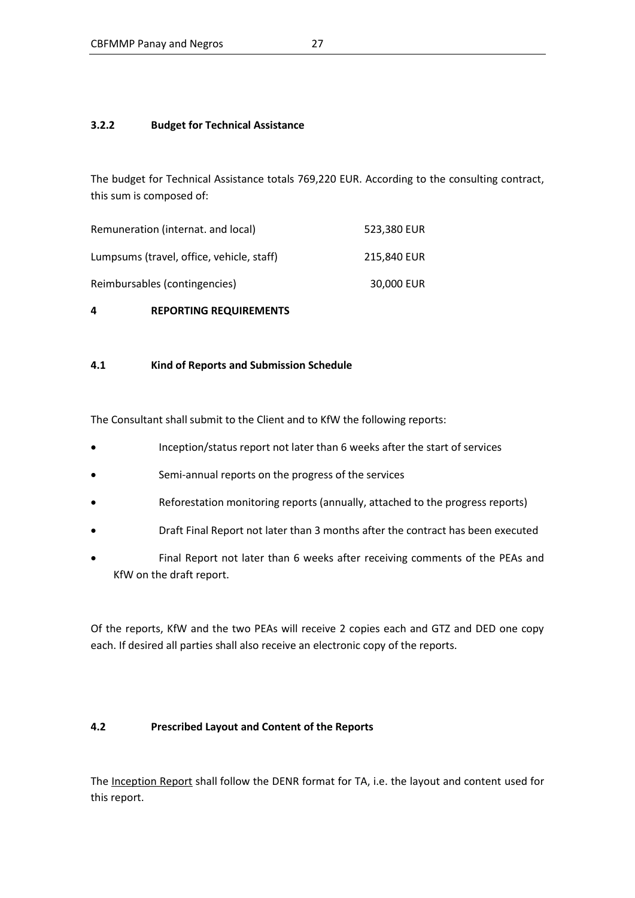#### 3.2.2 Budget for Technical Assistance

The budget for Technical Assistance totals 769,220 EUR. According to the consulting contract, this sum is composed of:

| | |
|---|---|
| Remuneration (internat. and local) | 523,380 EUR |
| Lumpsums (travel, office, vehicle, staff) | 215,840 EUR |
| Reimbursables (contingencies) | 30,000 EUR |

## 4 REPORTING REQUIREMENTS

### 4.1 Kind of Reports and Submission Schedule

The Consultant shall submit to the Client and to KfW the following reports:

- Inception/status report not later than 6 weeks after the start of services
- Semi-annual reports on the progress of the services
- Reforestation monitoring reports (annually, attached to the progress reports)
- Draft Final Report not later than 3 months after the contract has been executed
- Final Report not later than 6 weeks after receiving comments of the PEAs and KfW on the draft report.

Of the reports, KfW and the two PEAs will receive 2 copies each and GTZ and DED one copy each. If desired all parties shall also receive an electronic copy of the reports.

### 4.2 Prescribed Layout and Content of the Reports

The Inception Report shall follow the DENR format for TA, i.e. the layout and content used for this report.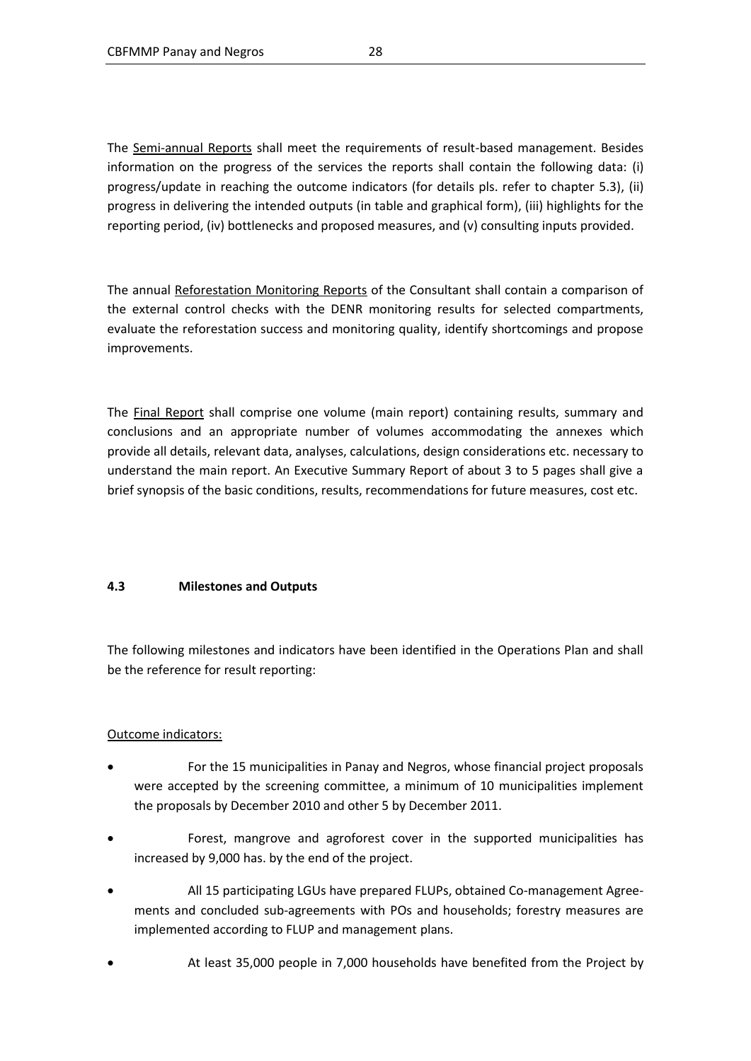The Semi-annual Reports shall meet the requirements of result-based management. Besides information on the progress of the services the reports shall contain the following data: (i) progress/update in reaching the outcome indicators (for details pls. refer to chapter 5.3), (ii) progress in delivering the intended outputs (in table and graphical form), (iii) highlights for the reporting period, (iv) bottlenecks and proposed measures, and (v) consulting inputs provided.

The annual Reforestation Monitoring Reports of the Consultant shall contain a comparison of the external control checks with the DENR monitoring results for selected compartments, evaluate the reforestation success and monitoring quality, identify shortcomings and propose improvements.

The Final Report shall comprise one volume (main report) containing results, summary and conclusions and an appropriate number of volumes accommodating the annexes which provide all details, relevant data, analyses, calculations, design considerations etc. necessary to understand the main report. An Executive Summary Report of about 3 to 5 pages shall give a brief synopsis of the basic conditions, results, recommendations for future measures, cost etc.

### 4.3 Milestones and Outputs

The following milestones and indicators have been identified in the Operations Plan and shall be the reference for result reporting:

Outcome indicators:

- For the 15 municipalities in Panay and Negros, whose financial project proposals were accepted by the screening committee, a minimum of 10 municipalities implement the proposals by December 2010 and other 5 by December 2011.
- Forest, mangrove and agroforest cover in the supported municipalities has increased by 9,000 has. by the end of the project.
- All 15 participating LGUs have prepared FLUPs, obtained Co-management Agreements and concluded sub-agreements with POs and households; forestry measures are implemented according to FLUP and management plans.
- At least 35,000 people in 7,000 households have benefited from the Project by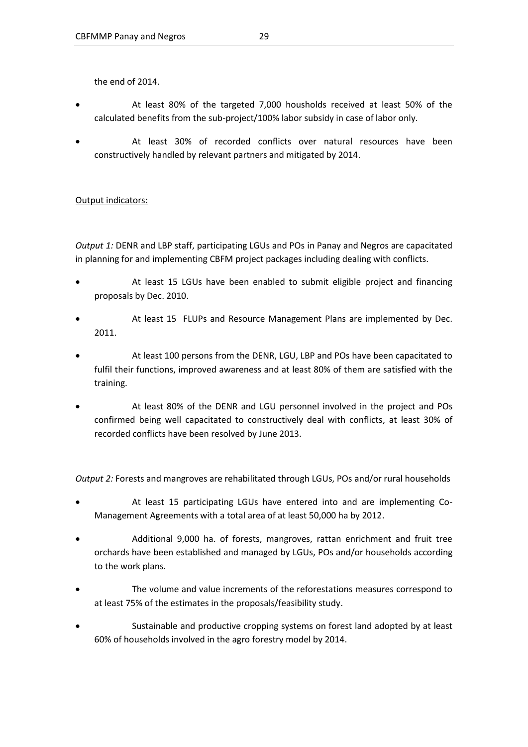the end of 2014.

- At least 80% of the targeted 7,000 housholds received at least 50% of the calculated benefits from the sub-project/100% labor subsidy in case of labor only.
- At least 30% of recorded conflicts over natural resources have been constructively handled by relevant partners and mitigated by 2014.

Output indicators:

*Output 1:* DENR and LBP staff, participating LGUs and POs in Panay and Negros are capacitated in planning for and implementing CBFM project packages including dealing with conflicts.

- At least 15 LGUs have been enabled to submit eligible project and financing proposals by Dec. 2010.
- At least 15 FLUPs and Resource Management Plans are implemented by Dec. 2011.
- At least 100 persons from the DENR, LGU, LBP and POs have been capacitated to fulfil their functions, improved awareness and at least 80% of them are satisfied with the training.
- At least 80% of the DENR and LGU personnel involved in the project and POs confirmed being well capacitated to constructively deal with conflicts, at least 30% of recorded conflicts have been resolved by June 2013.

*Output 2:* Forests and mangroves are rehabilitated through LGUs, POs and/or rural households

- At least 15 participating LGUs have entered into and are implementing Co-Management Agreements with a total area of at least 50,000 ha by 2012.
- Additional 9,000 ha. of forests, mangroves, rattan enrichment and fruit tree orchards have been established and managed by LGUs, POs and/or households according to the work plans.
- The volume and value increments of the reforestations measures correspond to at least 75% of the estimates in the proposals/feasibility study.
- Sustainable and productive cropping systems on forest land adopted by at least 60% of households involved in the agro forestry model by 2014.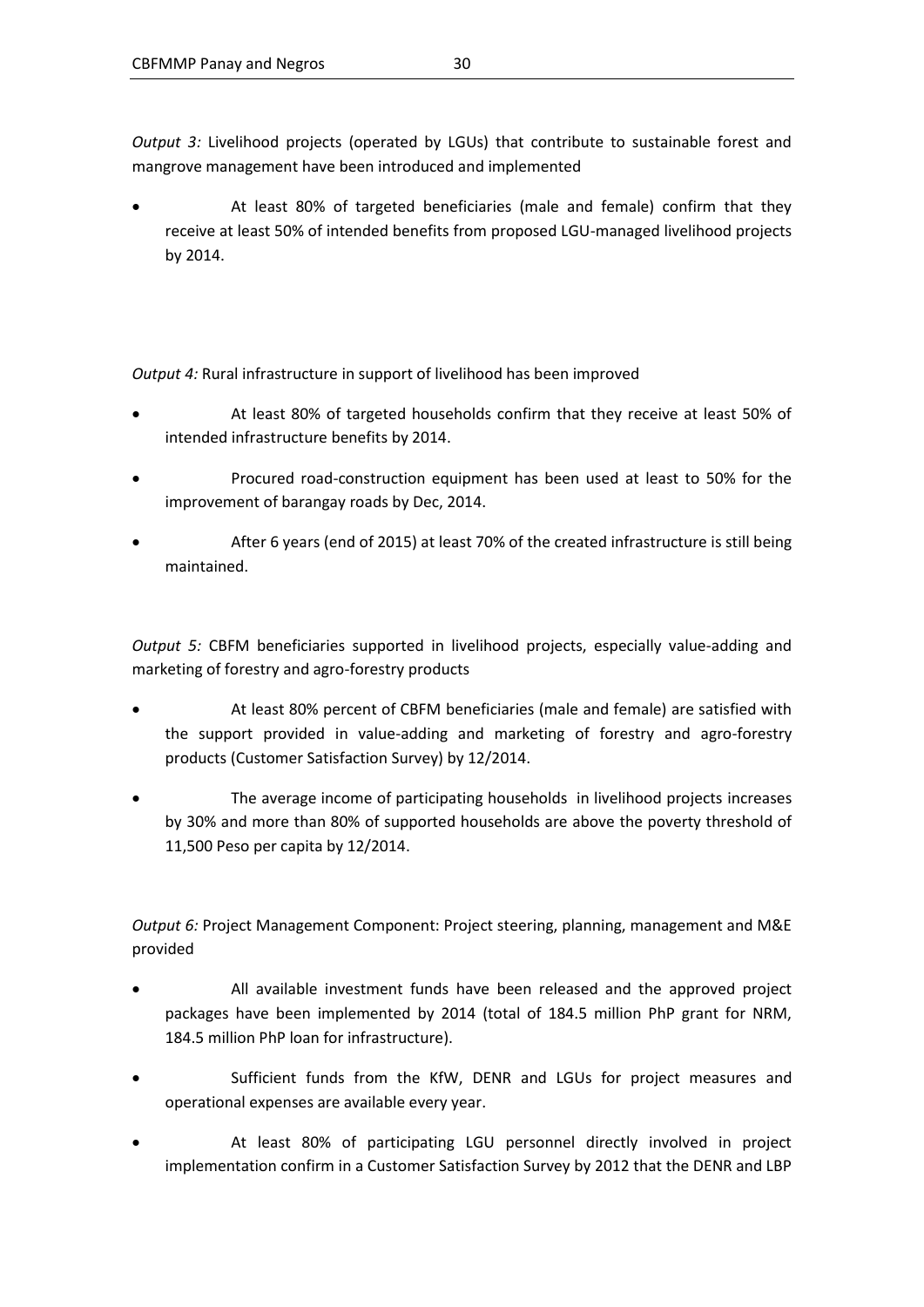*Output 3:* Livelihood projects (operated by LGUs) that contribute to sustainable forest and mangrove management have been introduced and implemented

- At least 80% of targeted beneficiaries (male and female) confirm that they receive at least 50% of intended benefits from proposed LGU-managed livelihood projects by 2014.

*Output 4:* Rural infrastructure in support of livelihood has been improved

- At least 80% of targeted households confirm that they receive at least 50% of intended infrastructure benefits by 2014.
- Procured road-construction equipment has been used at least to 50% for the improvement of barangay roads by Dec, 2014.
- After 6 years (end of 2015) at least 70% of the created infrastructure is still being maintained.

*Output 5:* CBFM beneficiaries supported in livelihood projects, especially value-adding and marketing of forestry and agro-forestry products

- At least 80% percent of CBFM beneficiaries (male and female) are satisfied with the support provided in value-adding and marketing of forestry and agro-forestry products (Customer Satisfaction Survey) by 12/2014.
- The average income of participating households in livelihood projects increases by 30% and more than 80% of supported households are above the poverty threshold of 11,500 Peso per capita by 12/2014.

*Output 6:* Project Management Component: Project steering, planning, management and M&E provided

- All available investment funds have been released and the approved project packages have been implemented by 2014 (total of 184.5 million PhP grant for NRM, 184.5 million PhP loan for infrastructure).
- Sufficient funds from the KfW, DENR and LGUs for project measures and operational expenses are available every year.
- At least 80% of participating LGU personnel directly involved in project implementation confirm in a Customer Satisfaction Survey by 2012 that the DENR and LBP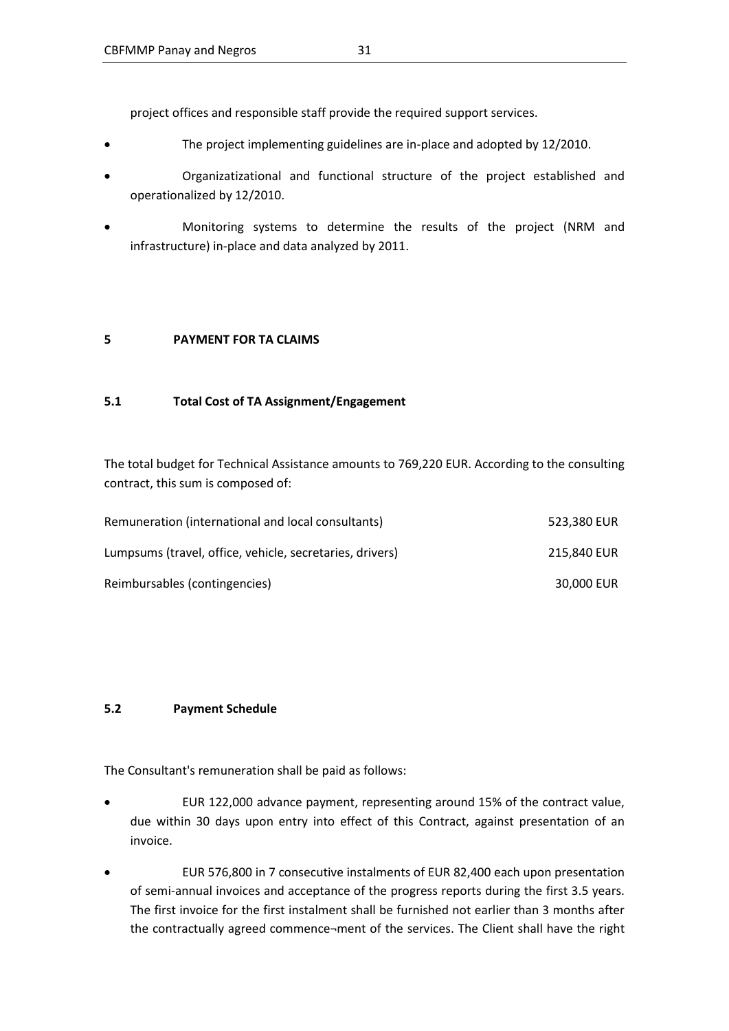project offices and responsible staff provide the required support services.

- The project implementing guidelines are in-place and adopted by 12/2010.
- Organizatizational and functional structure of the project established and operationalized by 12/2010.
- Monitoring systems to determine the results of the project (NRM and infrastructure) in-place and data analyzed by 2011.

# 5 PAYMENT FOR TA CLAIMS

## 5.1 Total Cost of TA Assignment/Engagement

The total budget for Technical Assistance amounts to 769,220 EUR. According to the consulting contract, this sum is composed of:

| | |
|---|---|
| Remuneration (international and local consultants) | 523,380 EUR |
| Lumpsums (travel, office, vehicle, secretaries, drivers) | 215,840 EUR |
| Reimbursables (contingencies) | 30,000 EUR |

## 5.2 Payment Schedule

The Consultant's remuneration shall be paid as follows:

- EUR 122,000 advance payment, representing around 15% of the contract value, due within 30 days upon entry into effect of this Contract, against presentation of an invoice.
- EUR 576,800 in 7 consecutive instalments of EUR 82,400 each upon presentation of semi-annual invoices and acceptance of the progress reports during the first 3.5 years. The first invoice for the first instalment shall be furnished not earlier than 3 months after the contractually agreed commence¬ment of the services. The Client shall have the right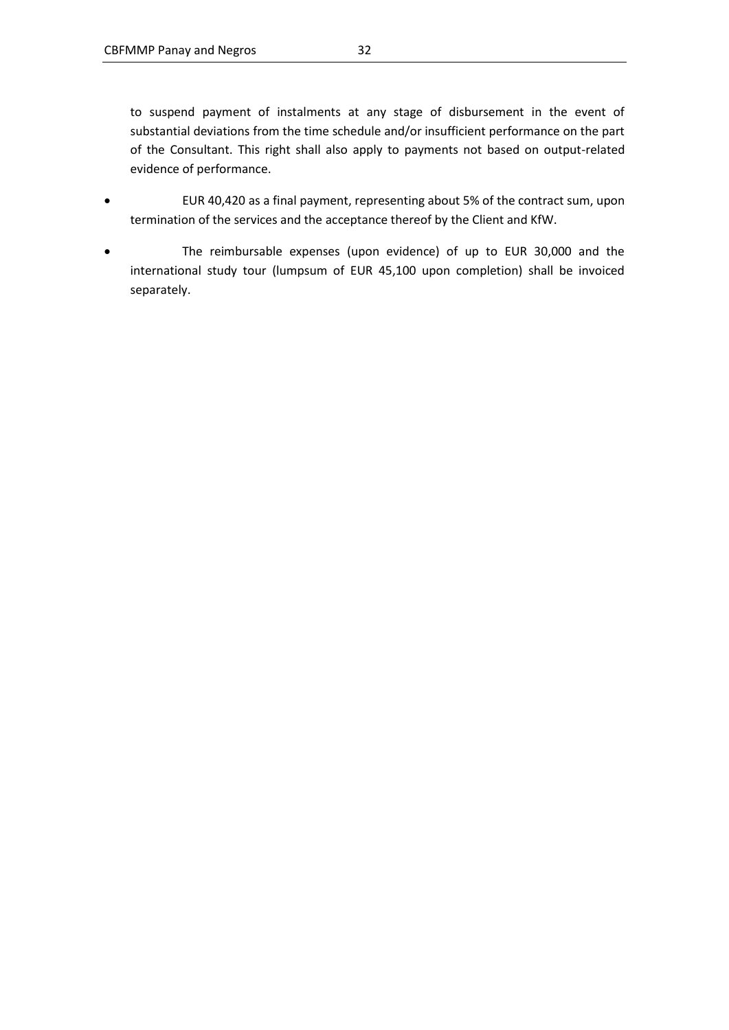to suspend payment of instalments at any stage of disbursement in the event of substantial deviations from the time schedule and/or insufficient performance on the part of the Consultant. This right shall also apply to payments not based on output-related evidence of performance.

- EUR 40,420 as a final payment, representing about 5% of the contract sum, upon termination of the services and the acceptance thereof by the Client and KfW.
- The reimbursable expenses (upon evidence) of up to EUR 30,000 and the international study tour (lumpsum of EUR 45,100 upon completion) shall be invoiced separately.